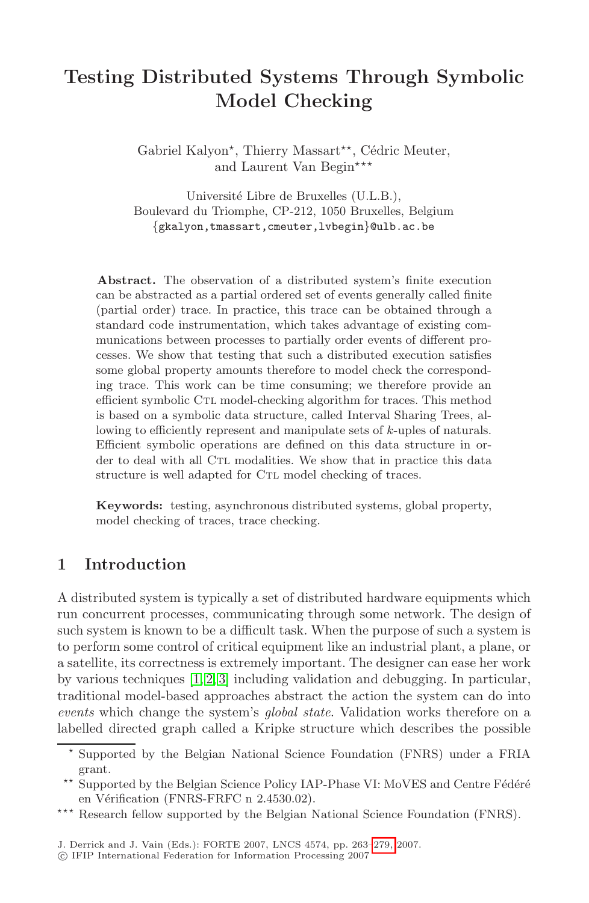# Testing Distributed Systems Through Symbolic Model Checking

Gabriel Kalyon*, Thierry Massart**, Cédric Meuter, and Laurent Van Begin***

Université Libre de Bruxelles (U.L.B.),
Boulevard du Triomphe, CP-212, 1050 Bruxelles, Belgium
{gkalyon,tmassart,cmeuter,lvbegin}@ulb.ac.be

**Abstract.** The observation of a distributed system's finite execution can be abstracted as a partial ordered set of events generally called finite (partial order) trace. In practice, this trace can be obtained through a standard code instrumentation, which takes advantage of existing communications between processes to partially order events of different processes. We show that testing that such a distributed execution satisfies some global property amounts therefore to model check the corresponding trace. This work can be time consuming; we therefore provide an efficient symbolic CTL model-checking algorithm for traces. This method is based on a symbolic data structure, called Interval Sharing Trees, allowing to efficiently represent and manipulate sets of $k$-uples of naturals. Efficient symbolic operations are defined on this data structure in order to deal with all CTL modalities. We show that in practice this data structure is well adapted for CTL model checking of traces.

**Keywords:** testing, asynchronous distributed systems, global property, model checking of traces, trace checking.

## 1 Introduction

A distributed system is typically a set of distributed hardware equipments which run concurrent processes, communicating through some network. The design of such system is known to be a difficult task. When the purpose of such a system is to perform some control of critical equipment like an industrial plant, a plane, or a satellite, its correctness is extremely important. The designer can ease her work by various techniques [1,2,3] including validation and debugging. In particular, traditional model-based approaches abstract the action the system can do into *events* which change the system's *global state*. Validation works therefore on a labelled directed graph called a Kripke structure which describes the possible

---

* Supported by the Belgian National Science Foundation (FNRS) under a FRIA grant.

** Supported by the Belgian Science Policy IAP-Phase VI: MoVES and Centre Fédéré en Vérification (FNRS-FRFC n 2.4530.02).

*** Research fellow supported by the Belgian National Science Foundation (FNRS).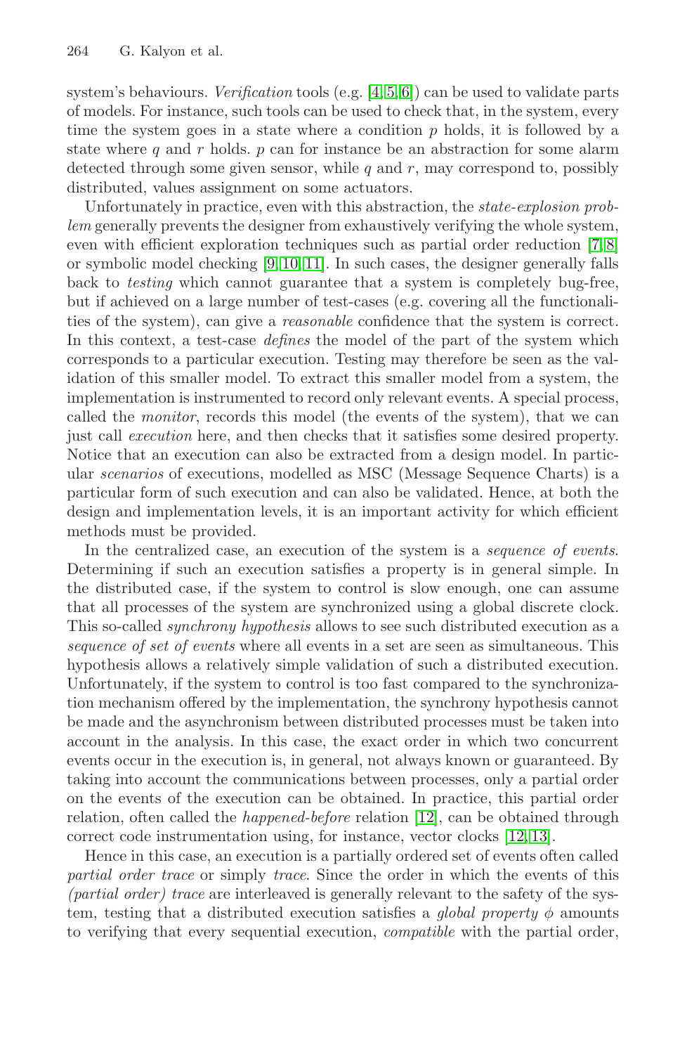system's behaviours. *Verification* tools (e.g. [4,5,6]) can be used to validate parts of models. For instance, such tools can be used to check that, in the system, every time the system goes in a state where a condition $p$ holds, it is followed by a state where $q$ and $r$ holds. $p$ can for instance be an abstraction for some alarm detected through some given sensor, while $q$ and $r$, may correspond to, possibly distributed, values assignment on some actuators.

Unfortunately in practice, even with this abstraction, the *state-explosion problem* generally prevents the designer from exhaustively verifying the whole system, even with efficient exploration techniques such as partial order reduction [7,8] or symbolic model checking [9,10,11]. In such cases, the designer generally falls back to *testing* which cannot guarantee that a system is completely bug-free, but if achieved on a large number of test-cases (e.g. covering all the functionalities of the system), can give a *reasonable* confidence that the system is correct. In this context, a test-case *defines* the model of the part of the system which corresponds to a particular execution. Testing may therefore be seen as the validation of this smaller model. To extract this smaller model from a system, the implementation is instrumented to record only relevant events. A special process, called the *monitor*, records this model (the events of the system), that we can just call *execution* here, and then checks that it satisfies some desired property. Notice that an execution can also be extracted from a design model. In particular *scenarios* of executions, modelled as MSC (Message Sequence Charts) is a particular form of such execution and can also be validated. Hence, at both the design and implementation levels, it is an important activity for which efficient methods must be provided.

In the centralized case, an execution of the system is a *sequence of events*. Determining if such an execution satisfies a property is in general simple. In the distributed case, if the system to control is slow enough, one can assume that all processes of the system are synchronized using a global discrete clock. This so-called *synchrony hypothesis* allows to see such distributed execution as a *sequence of set of events* where all events in a set are seen as simultaneous. This hypothesis allows a relatively simple validation of such a distributed execution. Unfortunately, if the system to control is too fast compared to the synchronization mechanism offered by the implementation, the synchrony hypothesis cannot be made and the asynchronism between distributed processes must be taken into account in the analysis. In this case, the exact order in which two concurrent events occur in the execution is, in general, not always known or guaranteed. By taking into account the communications between processes, only a partial order on the events of the execution can be obtained. In practice, this partial order relation, often called the *happened-before* relation [12], can be obtained through correct code instrumentation using, for instance, vector clocks [12,13].

Hence in this case, an execution is a partially ordered set of events often called *partial order trace* or simply *trace*. Since the order in which the events of this *(partial order) trace* are interleaved is generally relevant to the safety of the system, testing that a distributed execution satisfies a *global property* $\phi$ amounts to verifying that every sequential execution, *compatible* with the partial order,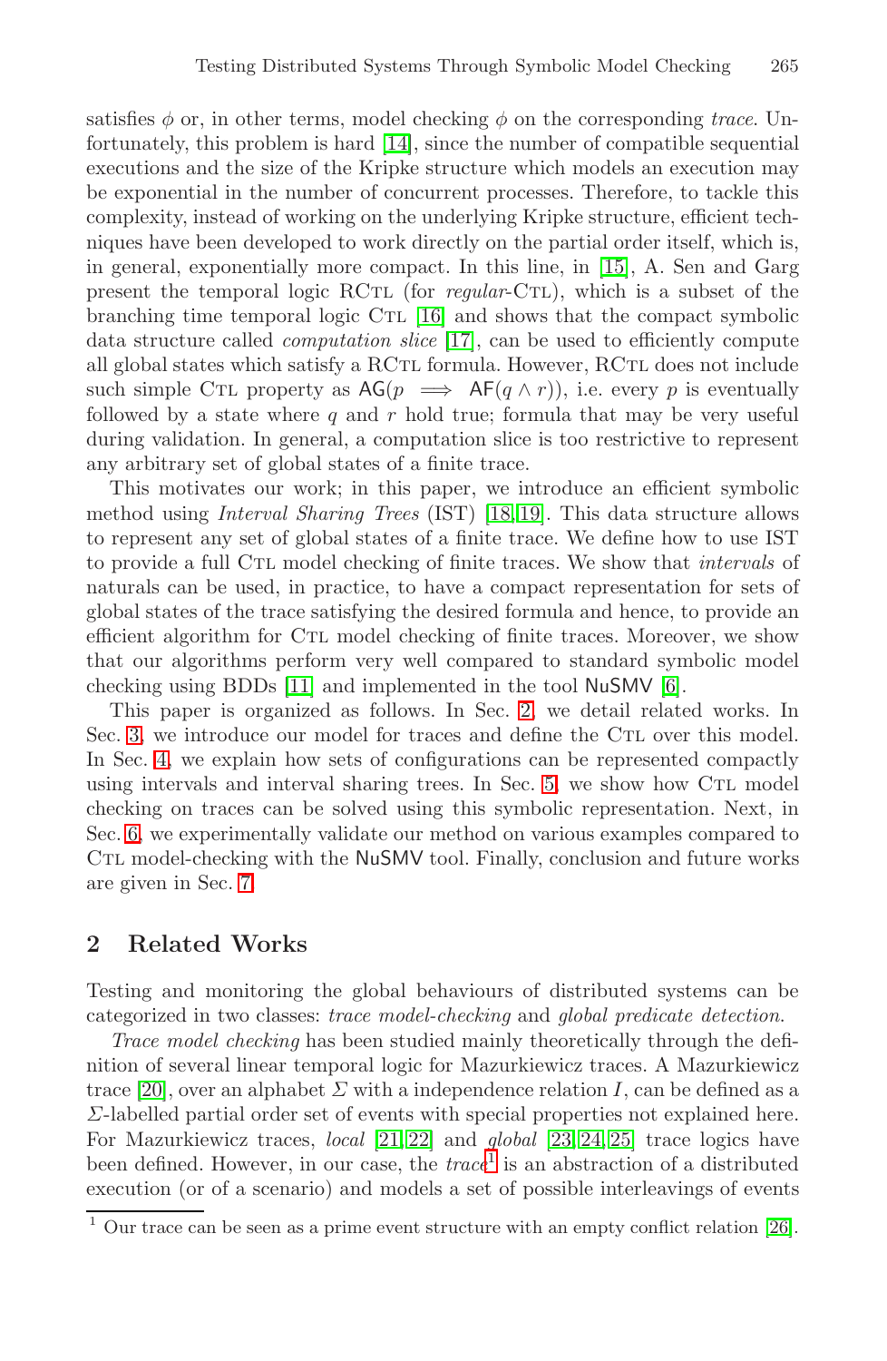satisfies $\phi$ or, in other terms, model checking $\phi$ on the corresponding *trace*. Unfortunately, this problem is hard [14], since the number of compatible sequential executions and the size of the Kripke structure which models an execution may be exponential in the number of concurrent processes. Therefore, to tackle this complexity, instead of working on the underlying Kripke structure, efficient techniques have been developed to work directly on the partial order itself, which is, in general, exponentially more compact. In this line, in [15], A. Sen and Garg present the temporal logic RCTL (for *regular*-CTL), which is a subset of the branching time temporal logic CTL [16] and shows that the compact symbolic data structure called *computation slice* [17], can be used to efficiently compute all global states which satisfy a RCTL formula. However, RCTL does not include such simple CTL property as $\mathsf{AG}(p \implies \mathsf{AF}(q \wedge r))$, i.e. every $p$ is eventually followed by a state where $q$ and $r$ hold true; formula that may be very useful during validation. In general, a computation slice is too restrictive to represent any arbitrary set of global states of a finite trace.

This motivates our work; in this paper, we introduce an efficient symbolic method using *Interval Sharing Trees* (IST) [18,19]. This data structure allows to represent any set of global states of a finite trace. We define how to use IST to provide a full CTL model checking of finite traces. We show that *intervals* of naturals can be used, in practice, to have a compact representation for sets of global states of the trace satisfying the desired formula and hence, to provide an efficient algorithm for CTL model checking of finite traces. Moreover, we show that our algorithms perform very well compared to standard symbolic model checking using BDDs [11] and implemented in the tool NuSMV [6].

This paper is organized as follows. In Sec. 2, we detail related works. In Sec. 3, we introduce our model for traces and define the CTL over this model. In Sec. 4, we explain how sets of configurations can be represented compactly using intervals and interval sharing trees. In Sec. 5, we show how CTL model checking on traces can be solved using this symbolic representation. Next, in Sec. 6, we experimentally validate our method on various examples compared to CTL model-checking with the NuSMV tool. Finally, conclusion and future works are given in Sec. 7.

## 2 Related Works

Testing and monitoring the global behaviours of distributed systems can be categorized in two classes: *trace model-checking* and *global predicate detection*.

*Trace model checking* has been studied mainly theoretically through the definition of several linear temporal logic for Mazurkiewicz traces. A Mazurkiewicz trace [20], over an alphabet $\Sigma$ with a independence relation $I$, can be defined as a $\Sigma$-labelled partial order set of events with special properties not explained here. For Mazurkiewicz traces, *local* [21,22] and *global* [23,24,25] trace logics have been defined. However, in our case, the *trace*[1] is an abstraction of a distributed execution (or of a scenario) and models a set of possible interleavings of events

[1] Our trace can be seen as a prime event structure with an empty conflict relation [26].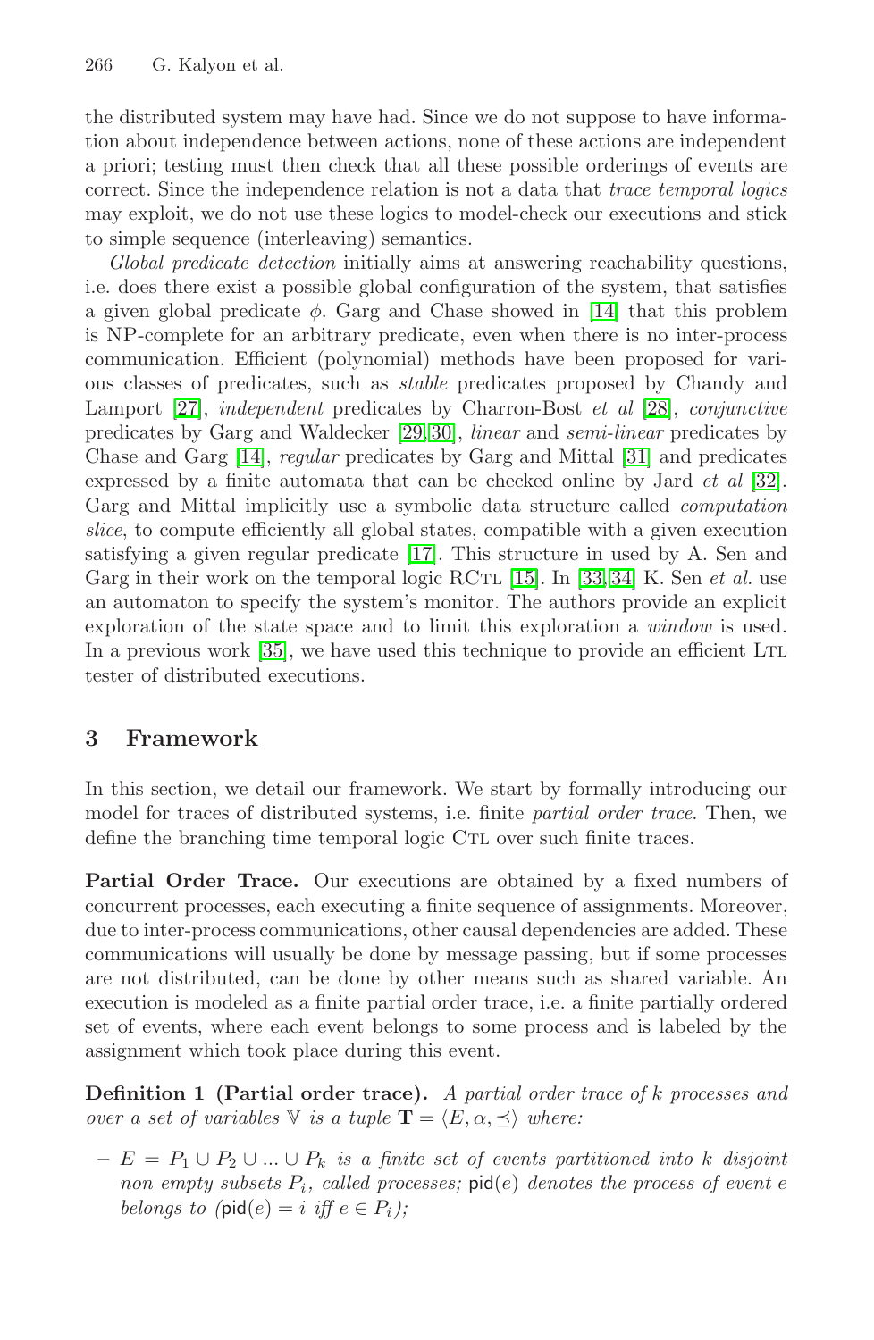the distributed system may have had. Since we do not suppose to have information about independence between actions, none of these actions are independent a priori; testing must then check that all these possible orderings of events are correct. Since the independence relation is not a data that *trace temporal logics* may exploit, we do not use these logics to model-check our executions and stick to simple sequence (interleaving) semantics.

*Global predicate detection* initially aims at answering reachability questions, i.e. does there exist a possible global configuration of the system, that satisfies a given global predicate $\phi$. Garg and Chase showed in [14] that this problem is NP-complete for an arbitrary predicate, even when there is no inter-process communication. Efficient (polynomial) methods have been proposed for various classes of predicates, such as *stable* predicates proposed by Chandy and Lamport [27], *independent* predicates by Charron-Bost *et al* [28], *conjunctive* predicates by Garg and Waldecker [29,30], *linear* and *semi-linear* predicates by Chase and Garg [14], *regular* predicates by Garg and Mittal [31] and predicates expressed by a finite automata that can be checked online by Jard *et al* [32]. Garg and Mittal implicitly use a symbolic data structure called *computation slice*, to compute efficiently all global states, compatible with a given execution satisfying a given regular predicate [17]. This structure in used by A. Sen and Garg in their work on the temporal logic RCTL [15]. In [33,34] K. Sen *et al.* use an automaton to specify the system's monitor. The authors provide an explicit exploration of the state space and to limit this exploration a *window* is used. In a previous work [35], we have used this technique to provide an efficient LTL tester of distributed executions.

## 3 Framework

In this section, we detail our framework. We start by formally introducing our model for traces of distributed systems, i.e. finite *partial order trace*. Then, we define the branching time temporal logic CTL over such finite traces.

**Partial Order Trace.** Our executions are obtained by a fixed numbers of concurrent processes, each executing a finite sequence of assignments. Moreover, due to inter-process communications, other causal dependencies are added. These communications will usually be done by message passing, but if some processes are not distributed, can be done by other means such as shared variable. An execution is modeled as a finite partial order trace, i.e. a finite partially ordered set of events, where each event belongs to some process and is labeled by the assignment which took place during this event.

**Definition 1 (Partial order trace).** *A partial order trace of $k$ processes and over a set of variables $\mathbb{V}$ is a tuple $\mathbf{T} = \langle E, \alpha, \preceq \rangle$ where:*

- $E = P_1 \cup P_2 \cup ... \cup P_k$ *is a finite set of events partitioned into $k$ disjoint non empty subsets $P_i$, called processes;* $\mathsf{pid}(e)$ *denotes the process of event $e$ belongs to* ($\mathsf{pid}(e) = i$ *iff* $e \in P_i$)*;*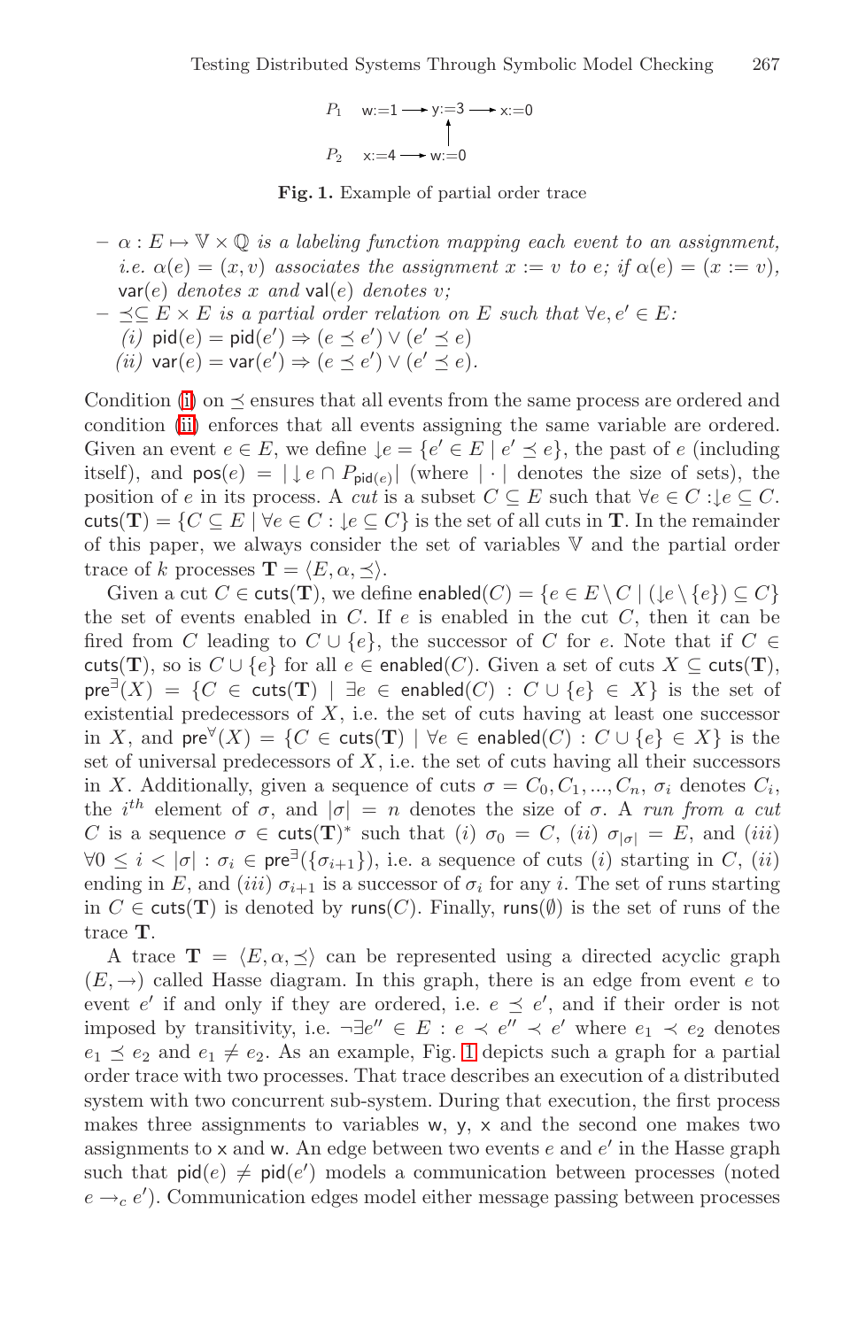$P_1$ w:=1 → y:=3 → x:=0

$P_2$ x:=4 → w:=0

**Fig. 1.** Example of partial order trace

- $\alpha : E \mapsto \mathbb{V} \times \mathbb{Q}$ *is a labeling function mapping each event to an assignment, i.e.* $\alpha(e) = (x, v)$ *associates the assignment* $x := v$ *to* $e$*; if* $\alpha(e) = (x := v)$, $\mathsf{var}(e)$ *denotes* $x$ *and* $\mathsf{val}(e)$ *denotes* $v$*;*
- $\preceq \subseteq E \times E$ *is a partial order relation on* $E$ *such that* $\forall e, e' \in E$*:*
  *(i)* $\mathsf{pid}(e) = \mathsf{pid}(e') \Rightarrow (e \preceq e') \vee (e' \preceq e)$
  *(ii)* $\mathsf{var}(e) = \mathsf{var}(e') \Rightarrow (e \preceq e') \vee (e' \preceq e)$.

Condition (i) on $\preceq$ ensures that all events from the same process are ordered and condition (ii) enforces that all events assigning the same variable are ordered. Given an event $e \in E$, we define $\downarrow e = \{e' \in E \mid e' \preceq e\}$, the past of $e$ (including itself), and $\mathsf{pos}(e) = |\downarrow e \cap P_{\mathsf{pid}(e)}|$ (where $|\cdot|$ denotes the size of sets), the position of $e$ in its process. A *cut* is a subset $C \subseteq E$ such that $\forall e \in C : \downarrow e \subseteq C$. $\mathsf{cuts}(\mathbf{T}) = \{C \subseteq E \mid \forall e \in C : \downarrow e \subseteq C\}$ is the set of all cuts in $\mathbf{T}$. In the remainder of this paper, we always consider the set of variables $\mathbb{V}$ and the partial order trace of $k$ processes $\mathbf{T} = \langle E, \alpha, \preceq \rangle$.

Given a cut $C \in \mathsf{cuts}(\mathbf{T})$, we define $\mathsf{enabled}(C) = \{e \in E \setminus C \mid (\downarrow e \setminus \{e\}) \subseteq C\}$ the set of events enabled in $C$. If $e$ is enabled in the cut $C$, then it can be fired from $C$ leading to $C \cup \{e\}$, the successor of $C$ for $e$. Note that if $C \in \mathsf{cuts}(\mathbf{T})$, so is $C \cup \{e\}$ for all $e \in \mathsf{enabled}(C)$. Given a set of cuts $X \subseteq \mathsf{cuts}(\mathbf{T})$, $\mathsf{pre}^{\exists}(X) = \{C \in \mathsf{cuts}(\mathbf{T}) \mid \exists e \in \mathsf{enabled}(C) : C \cup \{e\} \in X\}$ is the set of existential predecessors of $X$, i.e. the set of cuts having at least one successor in $X$, and $\mathsf{pre}^{\forall}(X) = \{C \in \mathsf{cuts}(\mathbf{T}) \mid \forall e \in \mathsf{enabled}(C) : C \cup \{e\} \in X\}$ is the set of universal predecessors of $X$, i.e. the set of cuts having all their successors in $X$. Additionally, given a sequence of cuts $\sigma = C_0, C_1, ..., C_n$, $\sigma_i$ denotes $C_i$, the $i^{th}$ element of $\sigma$, and $|\sigma| = n$ denotes the size of $\sigma$. A *run from a cut* $C$ is a sequence $\sigma \in \mathsf{cuts}(\mathbf{T})^*$ such that $(i)$ $\sigma_0 = C$, $(ii)$ $\sigma_{|\sigma|} = E$, and $(iii)$ $\forall 0 \leq i < |\sigma| : \sigma_i \in \mathsf{pre}^{\exists}(\{\sigma_{i+1}\})$, i.e. a sequence of cuts $(i)$ starting in $C$, $(ii)$ ending in $E$, and $(iii)$ $\sigma_{i+1}$ is a successor of $\sigma_i$ for any $i$. The set of runs starting in $C \in \mathsf{cuts}(\mathbf{T})$ is denoted by $\mathsf{runs}(C)$. Finally, $\mathsf{runs}(\emptyset)$ is the set of runs of the trace $\mathbf{T}$.

A trace $\mathbf{T} = \langle E, \alpha, \preceq \rangle$ can be represented using a directed acyclic graph $(E, \rightarrow)$ called Hasse diagram. In this graph, there is an edge from event $e$ to event $e'$ if and only if they are ordered, i.e. $e \preceq e'$, and if their order is not imposed by transitivity, i.e. $\neg \exists e'' \in E : e \prec e'' \prec e'$ where $e_1 \prec e_2$ denotes $e_1 \preceq e_2$ and $e_1 \neq e_2$. As an example, Fig. 1 depicts such a graph for a partial order trace with two processes. That trace describes an execution of a distributed system with two concurrent sub-system. During that execution, the first process makes three assignments to variables w, y, x and the second one makes two assignments to x and w. An edge between two events $e$ and $e'$ in the Hasse graph such that $\mathsf{pid}(e) \neq \mathsf{pid}(e')$ models a communication between processes (noted $e \rightarrow_c e'$). Communication edges model either message passing between processes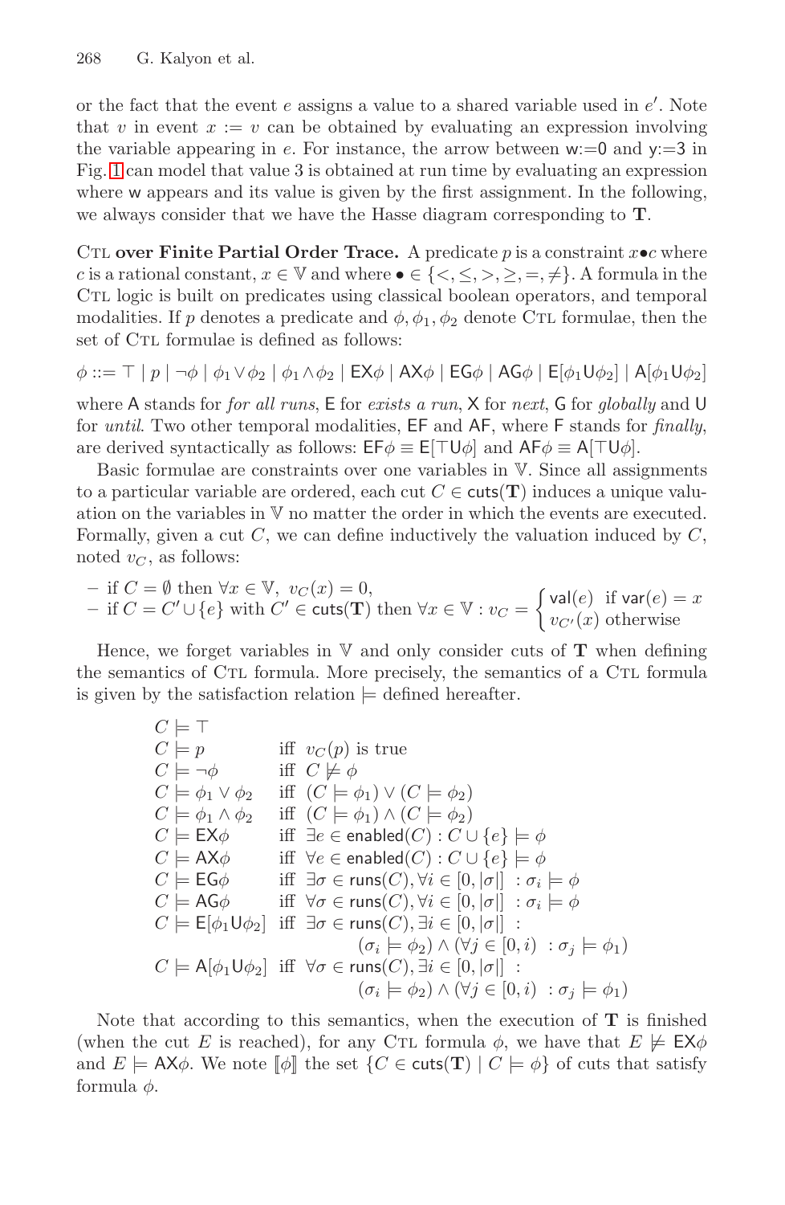or the fact that the event $e$ assigns a value to a shared variable used in $e'$. Note that $v$ in event $x := v$ can be obtained by evaluating an expression involving the variable appearing in $e$. For instance, the arrow between w:=0 and y:=3 in Fig. 1 can model that value 3 is obtained at run time by evaluating an expression where w appears and its value is given by the first assignment. In the following, we always consider that we have the Hasse diagram corresponding to $\mathbf{T}$.

**CTL over Finite Partial Order Trace.** A predicate $p$ is a constraint $x \bullet c$ where $c$ is a rational constant, $x \in \mathbb{V}$ and where $\bullet \in \{<, \leq, >, \geq, =, \neq\}$. A formula in the CTL logic is built on predicates using classical boolean operators, and temporal modalities. If $p$ denotes a predicate and $\phi, \phi_1, \phi_2$ denote CTL formulae, then the set of CTL formulae is defined as follows:

$$\phi ::= \top \mid p \mid \neg\phi \mid \phi_1 \vee \phi_2 \mid \phi_1 \wedge \phi_2 \mid \mathsf{EX}\phi \mid \mathsf{AX}\phi \mid \mathsf{EG}\phi \mid \mathsf{AG}\phi \mid \mathsf{E}[\phi_1 \mathsf{U} \phi_2] \mid \mathsf{A}[\phi_1 \mathsf{U} \phi_2]$$

where A stands for *for all runs*, E for *exists a run*, X for *next*, G for *globally* and U for *until*. Two other temporal modalities, EF and AF, where F stands for *finally*, are derived syntactically as follows: $\mathsf{EF}\phi \equiv \mathsf{E}[\top \mathsf{U} \phi]$ and $\mathsf{AF}\phi \equiv \mathsf{A}[\top \mathsf{U} \phi]$.

Basic formulae are constraints over one variables in $\mathbb{V}$. Since all assignments to a particular variable are ordered, each cut $C \in \mathsf{cuts}(\mathbf{T})$ induces a unique valuation on the variables in $\mathbb{V}$ no matter the order in which the events are executed. Formally, given a cut $C$, we can define inductively the valuation induced by $C$, noted $v_C$, as follows:

- if $C = \emptyset$ then $\forall x \in \mathbb{V},\ v_C(x) = 0$,
- if $C = C' \cup \{e\}$ with $C' \in \mathsf{cuts}(\mathbf{T})$ then $\forall x \in \mathbb{V} : v_C = \begin{cases} \mathsf{val}(e) & \text{if } \mathsf{var}(e) = x \\ v_{C'}(x) & \text{otherwise} \end{cases}$

Hence, we forget variables in $\mathbb{V}$ and only consider cuts of $\mathbf{T}$ when defining the semantics of CTL formula. More precisely, the semantics of a CTL formula is given by the satisfaction relation $\models$ defined hereafter.

$$
\begin{array}{ll}
C \models \top & \\
C \models p & \text{iff } v_C(p) \text{ is true} \\
C \models \neg\phi & \text{iff } C \not\models \phi \\
C \models \phi_1 \vee \phi_2 & \text{iff } (C \models \phi_1) \vee (C \models \phi_2) \\
C \models \phi_1 \wedge \phi_2 & \text{iff } (C \models \phi_1) \wedge (C \models \phi_2) \\
C \models \mathsf{EX}\phi & \text{iff } \exists e \in \mathsf{enabled}(C) : C \cup \{e\} \models \phi \\
C \models \mathsf{AX}\phi & \text{iff } \forall e \in \mathsf{enabled}(C) : C \cup \{e\} \models \phi \\
C \models \mathsf{EG}\phi & \text{iff } \exists \sigma \in \mathsf{runs}(C), \forall i \in [0, |\sigma|] \ : \sigma_i \models \phi \\
C \models \mathsf{AG}\phi & \text{iff } \forall \sigma \in \mathsf{runs}(C), \forall i \in [0, |\sigma|] \ : \sigma_i \models \phi \\
C \models \mathsf{E}[\phi_1 \mathsf{U} \phi_2] & \text{iff } \exists \sigma \in \mathsf{runs}(C), \exists i \in [0, |\sigma|] \ : \\
& \qquad (\sigma_i \models \phi_2) \wedge (\forall j \in [0, i) \ : \sigma_j \models \phi_1) \\
C \models \mathsf{A}[\phi_1 \mathsf{U} \phi_2] & \text{iff } \forall \sigma \in \mathsf{runs}(C), \exists i \in [0, |\sigma|] \ : \\
& \qquad (\sigma_i \models \phi_2) \wedge (\forall j \in [0, i) \ : \sigma_j \models \phi_1)
\end{array}
$$

Note that according to this semantics, when the execution of $\mathbf{T}$ is finished (when the cut $E$ is reached), for any CTL formula $\phi$, we have that $E \not\models \mathsf{EX}\phi$ and $E \models \mathsf{AX}\phi$. We note $[\![\phi]\!]$ the set $\{C \in \mathsf{cuts}(\mathbf{T}) \mid C \models \phi\}$ of cuts that satisfy formula $\phi$.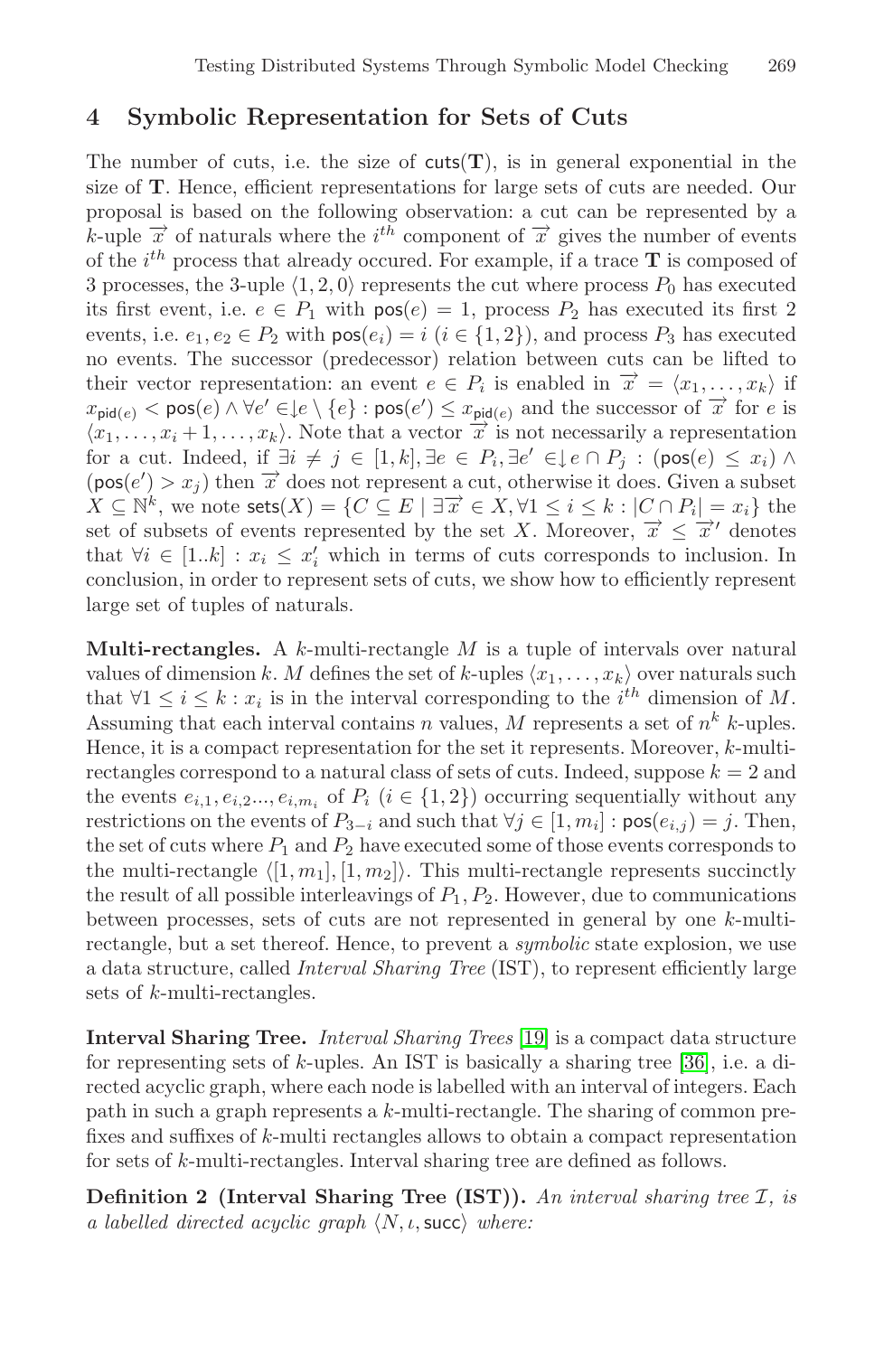## 4 Symbolic Representation for Sets of Cuts

The number of cuts, i.e. the size of $\mathsf{cuts}(\mathbf{T})$, is in general exponential in the size of $\mathbf{T}$. Hence, efficient representations for large sets of cuts are needed. Our proposal is based on the following observation: a cut can be represented by a $k$-uple $\overrightarrow{x}$ of naturals where the $i^{th}$ component of $\overrightarrow{x}$ gives the number of events of the $i^{th}$ process that already occured. For example, if a trace $\mathbf{T}$ is composed of 3 processes, the 3-uple $\langle 1, 2, 0\rangle$ represents the cut where process $P_0$ has executed its first event, i.e. $e \in P_1$ with $\mathsf{pos}(e) = 1$, process $P_2$ has executed its first 2 events, i.e. $e_1, e_2 \in P_2$ with $\mathsf{pos}(e_i) = i$ ($i \in \{1, 2\}$), and process $P_3$ has executed no events. The successor (predecessor) relation between cuts can be lifted to their vector representation: an event $e \in P_i$ is enabled in $\overrightarrow{x} = \langle x_1, \ldots, x_k\rangle$ if $x_{\mathsf{pid}(e)} < \mathsf{pos}(e) \wedge \forall e' \in \downarrow e \setminus \{e\} : \mathsf{pos}(e') \leq x_{\mathsf{pid}(e)}$ and the successor of $\overrightarrow{x}$ for $e$ is $\langle x_1, \ldots, x_i + 1, \ldots, x_k\rangle$. Note that a vector $\overrightarrow{x}$ is not necessarily a representation for a cut. Indeed, if $\exists i \neq j \in [1, k], \exists e \in P_i, \exists e' \in \downarrow e \cap P_j : (\mathsf{pos}(e) \leq x_i) \wedge (\mathsf{pos}(e') > x_j)$ then $\overrightarrow{x}$ does not represent a cut, otherwise it does. Given a subset $X \subseteq \mathbb{N}^k$, we note $\mathsf{sets}(X) = \{C \subseteq E \mid \exists \overrightarrow{x} \in X, \forall 1 \leq i \leq k : |C \cap P_i| = x_i\}$ the set of subsets of events represented by the set $X$. Moreover, $\overrightarrow{x} \leq \overrightarrow{x}'$ denotes that $\forall i \in [1..k] : x_i \leq x'_i$ which in terms of cuts corresponds to inclusion. In conclusion, in order to represent sets of cuts, we show how to efficiently represent large set of tuples of naturals.

**Multi-rectangles.** A $k$-multi-rectangle $M$ is a tuple of intervals over natural values of dimension $k$. $M$ defines the set of $k$-uples $\langle x_1, \ldots, x_k\rangle$ over naturals such that $\forall 1 \leq i \leq k : x_i$ is in the interval corresponding to the $i^{th}$ dimension of $M$. Assuming that each interval contains $n$ values, $M$ represents a set of $n^k$ $k$-uples. Hence, it is a compact representation for the set it represents. Moreover, $k$-multi-rectangles correspond to a natural class of sets of cuts. Indeed, suppose $k = 2$ and the events $e_{i,1}, e_{i,2}..., e_{i,m_i}$ of $P_i$ ($i \in \{1, 2\}$) occurring sequentially without any restrictions on the events of $P_{3-i}$ and such that $\forall j \in [1, m_i] : \mathsf{pos}(e_{i,j}) = j$. Then, the set of cuts where $P_1$ and $P_2$ have executed some of those events corresponds to the multi-rectangle $\langle [1, m_1], [1, m_2]\rangle$. This multi-rectangle represents succinctly the result of all possible interleavings of $P_1, P_2$. However, due to communications between processes, sets of cuts are not represented in general by one $k$-multi-rectangle, but a set thereof. Hence, to prevent a *symbolic* state explosion, we use a data structure, called *Interval Sharing Tree* (IST), to represent efficiently large sets of $k$-multi-rectangles.

**Interval Sharing Tree.** *Interval Sharing Trees* [19] is a compact data structure for representing sets of $k$-uples. An IST is basically a sharing tree [36], i.e. a directed acyclic graph, where each node is labelled with an interval of integers. Each path in such a graph represents a $k$-multi-rectangle. The sharing of common prefixes and suffixes of $k$-multi rectangles allows to obtain a compact representation for sets of $k$-multi-rectangles. Interval sharing tree are defined as follows.

**Definition 2 (Interval Sharing Tree (IST)).** *An interval sharing tree $\mathcal{I}$, is a labelled directed acyclic graph $\langle N, \iota, \mathsf{succ}\rangle$ where:*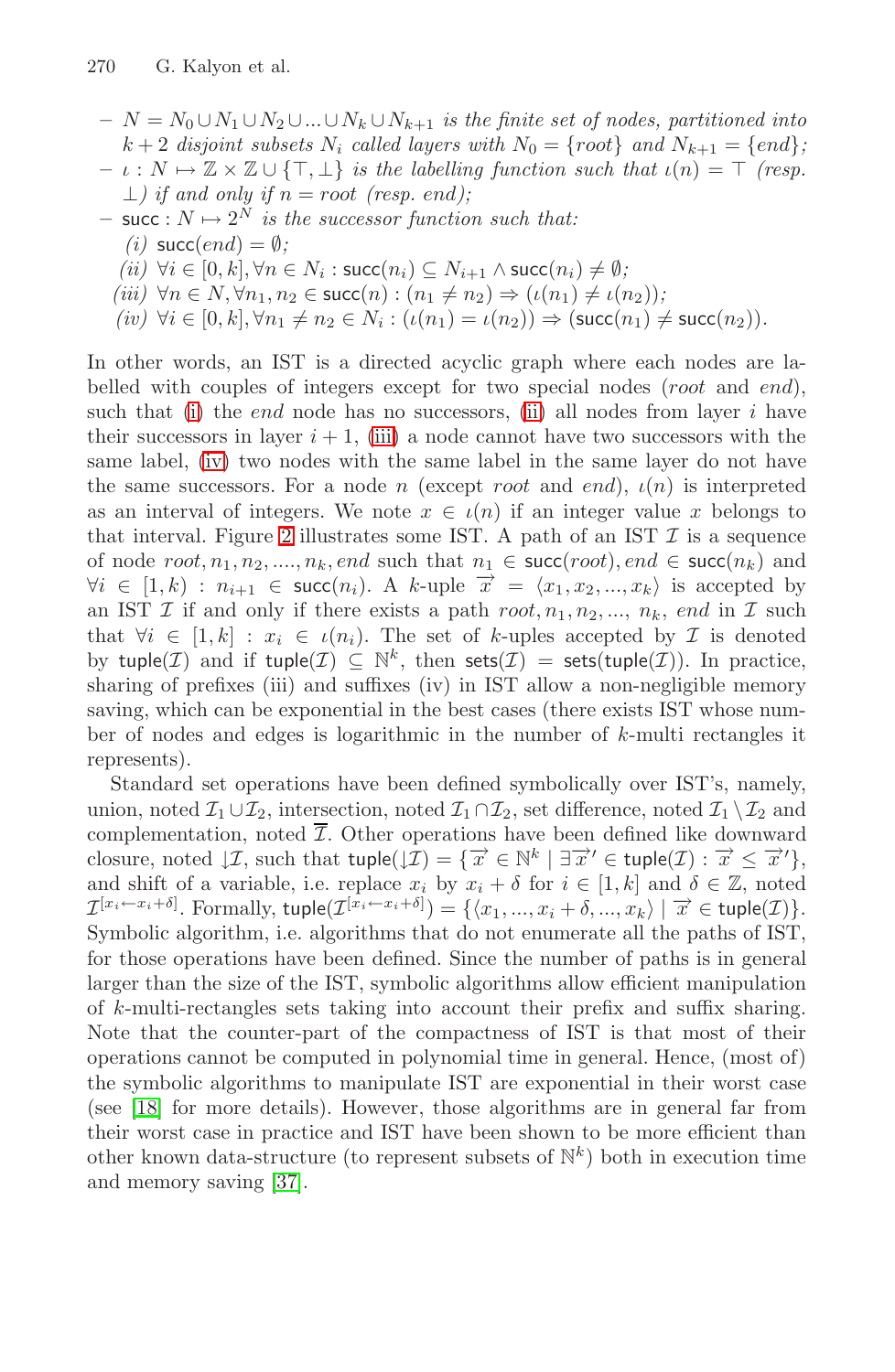- $N = N_0 \cup N_1 \cup N_2 \cup ... \cup N_k \cup N_{k+1}$ *is the finite set of nodes, partitioned into* $k+2$ *disjoint subsets* $N_i$ *called layers with* $N_0 = \{root\}$ *and* $N_{k+1} = \{end\}$*;*
- $\iota : N \mapsto \mathbb{Z} \times \mathbb{Z} \cup \{\top, \bot\}$ *is the labelling function such that* $\iota(n) = \top$ *(resp.* $\bot$*) if and only if* $n = root$ *(resp. end);*
- $\mathsf{succ} : N \mapsto 2^N$ *is the successor function such that:*
  *(i)* $\mathsf{succ}(end) = \emptyset$*;*
  *(ii)* $\forall i \in [0, k], \forall n \in N_i : \mathsf{succ}(n_i) \subseteq N_{i+1} \wedge \mathsf{succ}(n_i) \neq \emptyset$*;*
  *(iii)* $\forall n \in N, \forall n_1, n_2 \in \mathsf{succ}(n) : (n_1 \neq n_2) \Rightarrow (\iota(n_1) \neq \iota(n_2))$*;*
  *(iv)* $\forall i \in [0, k], \forall n_1 \neq n_2 \in N_i : (\iota(n_1) = \iota(n_2)) \Rightarrow (\mathsf{succ}(n_1) \neq \mathsf{succ}(n_2))$*.*

In other words, an IST is a directed acyclic graph where each nodes are labelled with couples of integers except for two special nodes (*root* and *end*), such that (i) the *end* node has no successors, (ii) all nodes from layer $i$ have their successors in layer $i+1$, (iii) a node cannot have two successors with the same label, (iv) two nodes with the same label in the same layer do not have the same successors. For a node $n$ (except *root* and *end*), $\iota(n)$ is interpreted as an interval of integers. We note $x \in \iota(n)$ if an integer value $x$ belongs to that interval. Figure 2 illustrates some IST. A path of an IST $\mathcal{I}$ is a sequence of node $root, n_1, n_2, ...., n_k, end$ such that $n_1 \in \mathsf{succ}(root), end \in \mathsf{succ}(n_k)$ and $\forall i \in [1, k) : n_{i+1} \in \mathsf{succ}(n_i)$. A $k$-uple $\overrightarrow{x} = \langle x_1, x_2, ..., x_k \rangle$ is accepted by an IST $\mathcal{I}$ if and only if there exists a path $root, n_1, n_2, ..., n_k, end$ in $\mathcal{I}$ such that $\forall i \in [1, k] : x_i \in \iota(n_i)$. The set of $k$-uples accepted by $\mathcal{I}$ is denoted by $\mathsf{tuple}(\mathcal{I})$ and if $\mathsf{tuple}(\mathcal{I}) \subseteq \mathbb{N}^k$, then $\mathsf{sets}(\mathcal{I}) = \mathsf{sets}(\mathsf{tuple}(\mathcal{I}))$. In practice, sharing of prefixes (iii) and suffixes (iv) in IST allow a non-negligible memory saving, which can be exponential in the best cases (there exists IST whose number of nodes and edges is logarithmic in the number of $k$-multi rectangles it represents).

Standard set operations have been defined symbolically over IST's, namely, union, noted $\mathcal{I}_1 \cup \mathcal{I}_2$, intersection, noted $\mathcal{I}_1 \cap \mathcal{I}_2$, set difference, noted $\mathcal{I}_1 \setminus \mathcal{I}_2$ and complementation, noted $\overline{\mathcal{I}}$. Other operations have been defined like downward closure, noted $\downarrow\mathcal{I}$, such that $\mathsf{tuple}(\downarrow\mathcal{I}) = \{\overrightarrow{x} \in \mathbb{N}^k \mid \exists \overrightarrow{x}' \in \mathsf{tuple}(\mathcal{I}) : \overrightarrow{x} \leq \overrightarrow{x}'\}$, and shift of a variable, i.e. replace $x_i$ by $x_i + \delta$ for $i \in [1, k]$ and $\delta \in \mathbb{Z}$, noted $\mathcal{I}^{[x_i \leftarrow x_i + \delta]}$. Formally, $\mathsf{tuple}(\mathcal{I}^{[x_i \leftarrow x_i + \delta]}) = \{\langle x_1, ..., x_i + \delta, ..., x_k \rangle \mid \overrightarrow{x} \in \mathsf{tuple}(\mathcal{I})\}$. Symbolic algorithm, i.e. algorithms that do not enumerate all the paths of IST, for those operations have been defined. Since the number of paths is in general larger than the size of the IST, symbolic algorithms allow efficient manipulation of $k$-multi-rectangles sets taking into account their prefix and suffix sharing. Note that the counter-part of the compactness of IST is that most of their operations cannot be computed in polynomial time in general. Hence, (most of) the symbolic algorithms to manipulate IST are exponential in their worst case (see [18] for more details). However, those algorithms are in general far from their worst case in practice and IST have been shown to be more efficient than other known data-structure (to represent subsets of $\mathbb{N}^k$) both in execution time and memory saving [37].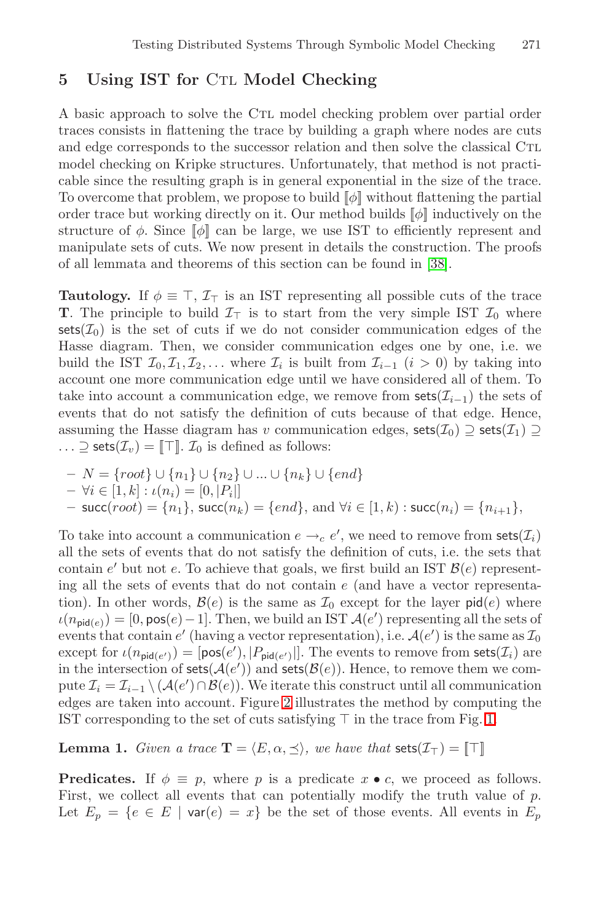## 5 Using IST for CTL Model Checking

A basic approach to solve the CTL model checking problem over partial order traces consists in flattening the trace by building a graph where nodes are cuts and edge corresponds to the successor relation and then solve the classical CTL model checking on Kripke structures. Unfortunately, that method is not practicable since the resulting graph is in general exponential in the size of the trace. To overcome that problem, we propose to build $[\![\phi]\!]$ without flattening the partial order trace but working directly on it. Our method builds $[\![\phi]\!]$ inductively on the structure of $\phi$. Since $[\![\phi]\!]$ can be large, we use IST to efficiently represent and manipulate sets of cuts. We now present in details the construction. The proofs of all lemmata and theorems of this section can be found in [38].

**Tautology.** If $\phi \equiv \top$, $\mathcal{I}_\top$ is an IST representing all possible cuts of the trace $\mathbf{T}$. The principle to build $\mathcal{I}_\top$ is to start from the very simple IST $\mathcal{I}_0$ where $\mathsf{sets}(\mathcal{I}_0)$ is the set of cuts if we do not consider communication edges of the Hasse diagram. Then, we consider communication edges one by one, i.e. we build the IST $\mathcal{I}_0, \mathcal{I}_1, \mathcal{I}_2, \ldots$ where $\mathcal{I}_i$ is built from $\mathcal{I}_{i-1}$ ($i > 0$) by taking into account one more communication edge until we have considered all of them. To take into account a communication edge, we remove from $\mathsf{sets}(\mathcal{I}_{i-1})$ the sets of events that do not satisfy the definition of cuts because of that edge. Hence, assuming the Hasse diagram has $v$ communication edges, $\mathsf{sets}(\mathcal{I}_0) \supseteq \mathsf{sets}(\mathcal{I}_1) \supseteq \ldots \supseteq \mathsf{sets}(\mathcal{I}_v) = [\![\top]\!]$. $\mathcal{I}_0$ is defined as follows:

- $N = \{root\} \cup \{n_1\} \cup \{n_2\} \cup \ldots \cup \{n_k\} \cup \{end\}$
- $\forall i \in [1, k] : \iota(n_i) = [0, |P_i|]$
- $\mathsf{succ}(root) = \{n_1\}$, $\mathsf{succ}(n_k) = \{end\}$, and $\forall i \in [1, k) : \mathsf{succ}(n_i) = \{n_{i+1}\}$,

To take into account a communication $e \rightarrow_c e'$, we need to remove from $\mathsf{sets}(\mathcal{I}_i)$ all the sets of events that do not satisfy the definition of cuts, i.e. the sets that contain $e'$ but not $e$. To achieve that goals, we first build an IST $\mathcal{B}(e)$ representing all the sets of events that do not contain $e$ (and have a vector representation). In other words, $\mathcal{B}(e)$ is the same as $\mathcal{I}_0$ except for the layer $\mathsf{pid}(e)$ where $\iota(n_{\mathsf{pid}(e)}) = [0, \mathsf{pos}(e) - 1]$. Then, we build an IST $\mathcal{A}(e')$ representing all the sets of events that contain $e'$ (having a vector representation), i.e. $\mathcal{A}(e')$ is the same as $\mathcal{I}_0$ except for $\iota(n_{\mathsf{pid}(e')}) = [\mathsf{pos}(e'), |P_{\mathsf{pid}(e')}|]$. The events to remove from $\mathsf{sets}(\mathcal{I}_i)$ are in the intersection of $\mathsf{sets}(\mathcal{A}(e'))$ and $\mathsf{sets}(\mathcal{B}(e))$. Hence, to remove them we compute $\mathcal{I}_i = \mathcal{I}_{i-1} \setminus (\mathcal{A}(e') \cap \mathcal{B}(e))$. We iterate this construct until all communication edges are taken into account. Figure 2 illustrates the method by computing the IST corresponding to the set of cuts satisfying $\top$ in the trace from Fig. 1.

**Lemma 1.** *Given a trace* $\mathbf{T} = \langle E, \alpha, \preceq \rangle$, *we have that* $\mathsf{sets}(\mathcal{I}_\top) = [\![\top]\!]$

**Predicates.** If $\phi \equiv p$, where $p$ is a predicate $x \bullet c$, we proceed as follows. First, we collect all events that can potentially modify the truth value of $p$. Let $E_p = \{e \in E \mid \mathsf{var}(e) = x\}$ be the set of those events. All events in $E_p$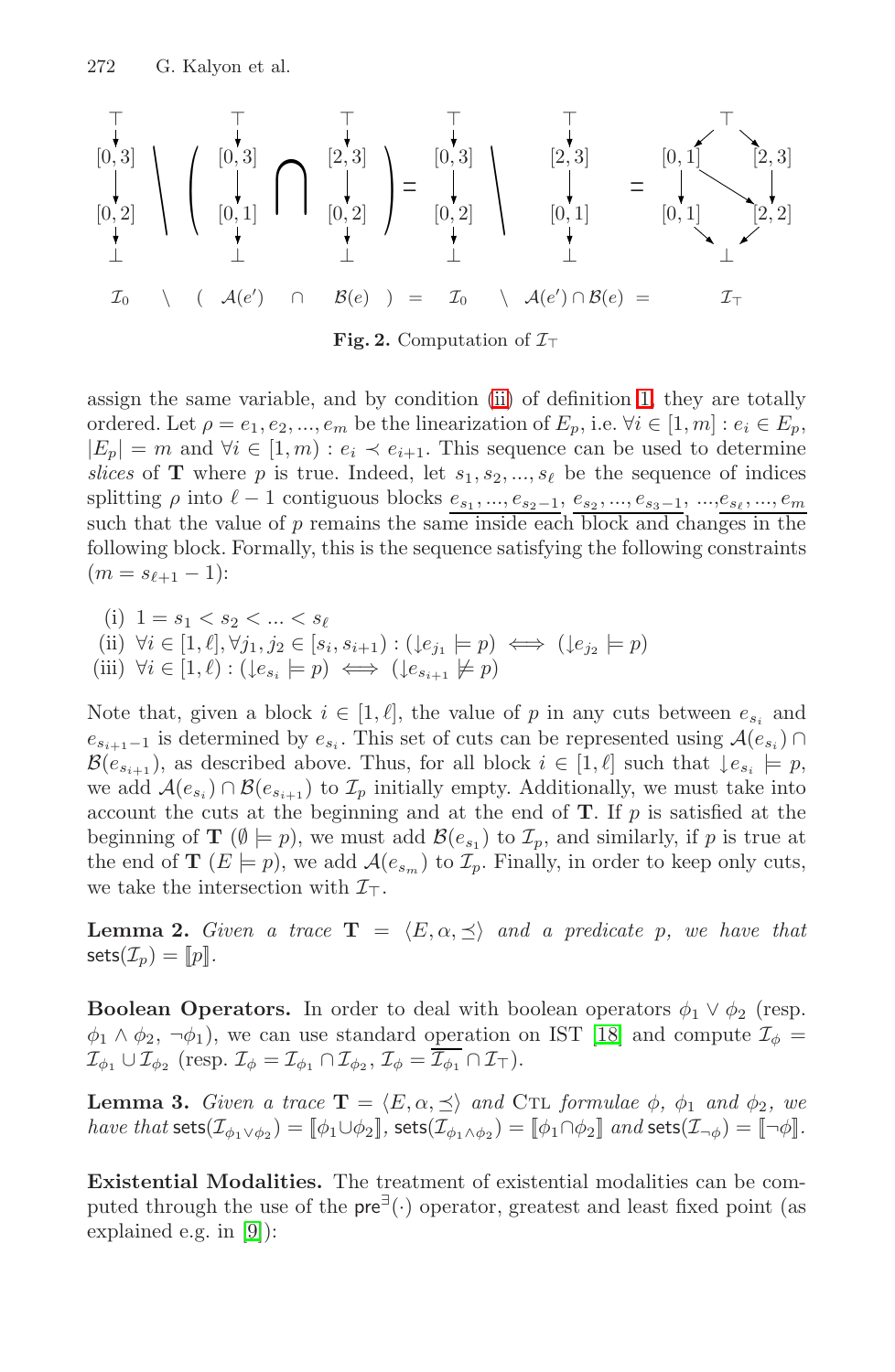$$\mathcal{I}_0 \setminus ( \mathcal{A}(e') \cap \mathcal{B}(e) ) = \mathcal{I}_0 \setminus \mathcal{A}(e') \cap \mathcal{B}(e) = \mathcal{I}_\top$$

**Fig. 2.** Computation of $\mathcal{I}_\top$

assign the same variable, and by condition (ii) of definition 1, they are totally ordered. Let $\rho = e_1, e_2, ..., e_m$ be the linearization of $E_p$, i.e. $\forall i \in [1, m] : e_i \in E_p$, $|E_p| = m$ and $\forall i \in [1, m) : e_i \prec e_{i+1}$. This sequence can be used to determine *slices* of **T** where $p$ is true. Indeed, let $s_1, s_2, ..., s_\ell$ be the sequence of indices splitting $\rho$ into $\ell - 1$ contiguous blocks $\overline{e_{s_1}, ..., e_{s_2-1}}, \overline{e_{s_2}, ..., e_{s_3-1}}, \overline{..., e_{s_\ell}, ..., e_m}$ such that the value of $p$ remains the same inside each block and changes in the following block. Formally, this is the sequence satisfying the following constraints ($m = s_{\ell+1} - 1$):

(i) $1 = s_1 < s_2 < ... < s_\ell$
(ii) $\forall i \in [1, \ell], \forall j_1, j_2 \in [s_i, s_{i+1}) : (\downarrow e_{j_1} \models p) \iff (\downarrow e_{j_2} \models p)$
(iii) $\forall i \in [1, \ell) : (\downarrow e_{s_i} \models p) \iff (\downarrow e_{s_{i+1}} \not\models p)$

Note that, given a block $i \in [1, \ell]$, the value of $p$ in any cuts between $e_{s_i}$ and $e_{s_{i+1}-1}$ is determined by $e_{s_i}$. This set of cuts can be represented using $\mathcal{A}(e_{s_i}) \cap \mathcal{B}(e_{s_{i+1}})$, as described above. Thus, for all block $i \in [1, \ell]$ such that $\downarrow e_{s_i} \models p$, we add $\mathcal{A}(e_{s_i}) \cap \mathcal{B}(e_{s_{i+1}})$ to $\mathcal{I}_p$ initially empty. Additionally, we must take into account the cuts at the beginning and at the end of **T**. If $p$ is satisfied at the beginning of **T** ($\emptyset \models p$), we must add $\mathcal{B}(e_{s_1})$ to $\mathcal{I}_p$, and similarly, if $p$ is true at the end of **T** ($E \models p$), we add $\mathcal{A}(e_{s_m})$ to $\mathcal{I}_p$. Finally, in order to keep only cuts, we take the intersection with $\mathcal{I}_\top$.

**Lemma 2.** *Given a trace* $\mathbf{T} = \langle E, \alpha, \preceq \rangle$ *and a predicate* $p$*, we have that* $\mathsf{sets}(\mathcal{I}_p) = [\![p]\!]$.

**Boolean Operators.** In order to deal with boolean operators $\phi_1 \vee \phi_2$ (resp. $\phi_1 \wedge \phi_2$, $\neg\phi_1$), we can use standard operation on IST [18] and compute $\mathcal{I}_\phi = \mathcal{I}_{\phi_1} \cup \mathcal{I}_{\phi_2}$ (resp. $\mathcal{I}_\phi = \mathcal{I}_{\phi_1} \cap \mathcal{I}_{\phi_2}$, $\mathcal{I}_\phi = \overline{\mathcal{I}_{\phi_1}} \cap \mathcal{I}_\top$).

**Lemma 3.** *Given a trace* $\mathbf{T} = \langle E, \alpha, \preceq \rangle$ *and* CTL *formulae* $\phi$, $\phi_1$ *and* $\phi_2$*, we have that* $\mathsf{sets}(\mathcal{I}_{\phi_1 \vee \phi_2}) = [\![\phi_1 \cup \phi_2]\!]$, $\mathsf{sets}(\mathcal{I}_{\phi_1 \wedge \phi_2}) = [\![\phi_1 \cap \phi_2]\!]$ *and* $\mathsf{sets}(\mathcal{I}_{\neg\phi}) = [\![\neg\phi]\!]$.

**Existential Modalities.** The treatment of existential modalities can be computed through the use of the $\mathsf{pre}^\exists(\cdot)$ operator, greatest and least fixed point (as explained e.g. in [9]):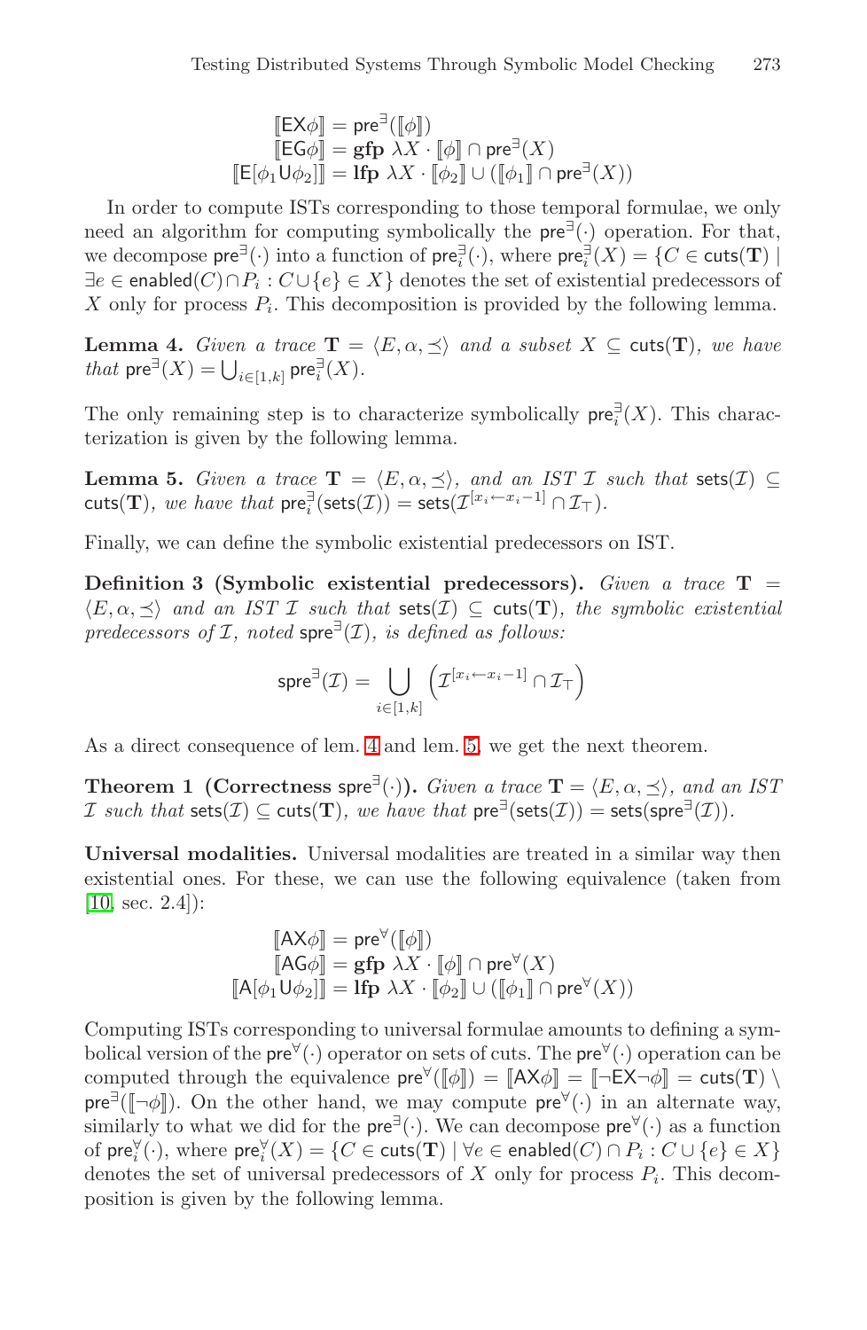$$
\begin{aligned}
[\![\mathsf{EX}\phi]\!] &= \mathsf{pre}^{\exists}([\![\phi]\!]) \\
[\![\mathsf{EG}\phi]\!] &= \mathbf{gfp}\ \lambda X \cdot [\![\phi]\!] \cap \mathsf{pre}^{\exists}(X) \\
[\![\mathsf{E}[\phi_1 \mathsf{U} \phi_2]]\!] &= \mathbf{lfp}\ \lambda X \cdot [\![\phi_2]\!] \cup ([\![\phi_1]\!] \cap \mathsf{pre}^{\exists}(X))
\end{aligned}
$$

In order to compute ISTs corresponding to those temporal formulae, we only need an algorithm for computing symbolically the $\mathsf{pre}^{\exists}(\cdot)$ operation. For that, we decompose $\mathsf{pre}^{\exists}(\cdot)$ into a function of $\mathsf{pre}_i^{\exists}(\cdot)$, where $\mathsf{pre}_i^{\exists}(X) = \{C \in \mathsf{cuts}(\mathbf{T}) \mid \exists e \in \mathsf{enabled}(C) \cap P_i : C \cup \{e\} \in X\}$ denotes the set of existential predecessors of $X$ only for process $P_i$. This decomposition is provided by the following lemma.

**Lemma 4.** *Given a trace $\mathbf{T} = \langle E, \alpha, \preceq \rangle$ and a subset $X \subseteq \mathsf{cuts}(\mathbf{T})$, we have that $\mathsf{pre}^{\exists}(X) = \bigcup_{i \in [1,k]} \mathsf{pre}_i^{\exists}(X)$.*

The only remaining step is to characterize symbolically $\mathsf{pre}_i^{\exists}(X)$. This characterization is given by the following lemma.

**Lemma 5.** *Given a trace $\mathbf{T} = \langle E, \alpha, \preceq \rangle$, and an IST $\mathcal{I}$ such that $\mathsf{sets}(\mathcal{I}) \subseteq \mathsf{cuts}(\mathbf{T})$, we have that $\mathsf{pre}_i^{\exists}(\mathsf{sets}(\mathcal{I})) = \mathsf{sets}(\mathcal{I}^{[x_i \leftarrow x_i - 1]} \cap \mathcal{I}_{\top})$.*

Finally, we can define the symbolic existential predecessors on IST.

**Definition 3 (Symbolic existential predecessors).** *Given a trace $\mathbf{T} = \langle E, \alpha, \preceq \rangle$ and an IST $\mathcal{I}$ such that $\mathsf{sets}(\mathcal{I}) \subseteq \mathsf{cuts}(\mathbf{T})$, the symbolic existential predecessors of $\mathcal{I}$, noted $\mathsf{spre}^{\exists}(\mathcal{I})$, is defined as follows:*

$$
\mathsf{spre}^{\exists}(\mathcal{I}) = \bigcup_{i \in [1,k]} \left( \mathcal{I}^{[x_i \leftarrow x_i - 1]} \cap \mathcal{I}_{\top} \right)
$$

As a direct consequence of lem. 4 and lem. 5, we get the next theorem.

**Theorem 1 (Correctness $\mathsf{spre}^{\exists}(\cdot)$).** *Given a trace $\mathbf{T} = \langle E, \alpha, \preceq \rangle$, and an IST $\mathcal{I}$ such that $\mathsf{sets}(\mathcal{I}) \subseteq \mathsf{cuts}(\mathbf{T})$, we have that $\mathsf{pre}^{\exists}(\mathsf{sets}(\mathcal{I})) = \mathsf{sets}(\mathsf{spre}^{\exists}(\mathcal{I}))$.*

**Universal modalities.** Universal modalities are treated in a similar way then existential ones. For these, we can use the following equivalence (taken from [10, sec. 2.4]):

$$
\begin{aligned}
[\![\mathsf{AX}\phi]\!] &= \mathsf{pre}^{\forall}([\![\phi]\!]) \\
[\![\mathsf{AG}\phi]\!] &= \mathbf{gfp}\ \lambda X \cdot [\![\phi]\!] \cap \mathsf{pre}^{\forall}(X) \\
[\![\mathsf{A}[\phi_1 \mathsf{U} \phi_2]]\!] &= \mathbf{lfp}\ \lambda X \cdot [\![\phi_2]\!] \cup ([\![\phi_1]\!] \cap \mathsf{pre}^{\forall}(X))
\end{aligned}
$$

Computing ISTs corresponding to universal formulae amounts to defining a symbolical version of the $\mathsf{pre}^{\forall}(\cdot)$ operator on sets of cuts. The $\mathsf{pre}^{\forall}(\cdot)$ operation can be computed through the equivalence $\mathsf{pre}^{\forall}([\![\phi]\!]) = [\![\mathsf{AX}\phi]\!] = [\![\neg\mathsf{EX}\neg\phi]\!] = \mathsf{cuts}(\mathbf{T}) \setminus \mathsf{pre}^{\exists}([\![\neg\phi]\!])$. On the other hand, we may compute $\mathsf{pre}^{\forall}(\cdot)$ in an alternate way, similarly to what we did for the $\mathsf{pre}^{\exists}(\cdot)$. We can decompose $\mathsf{pre}^{\forall}(\cdot)$ as a function of $\mathsf{pre}_i^{\forall}(\cdot)$, where $\mathsf{pre}_i^{\forall}(X) = \{C \in \mathsf{cuts}(\mathbf{T}) \mid \forall e \in \mathsf{enabled}(C) \cap P_i : C \cup \{e\} \in X\}$ denotes the set of universal predecessors of $X$ only for process $P_i$. This decomposition is given by the following lemma.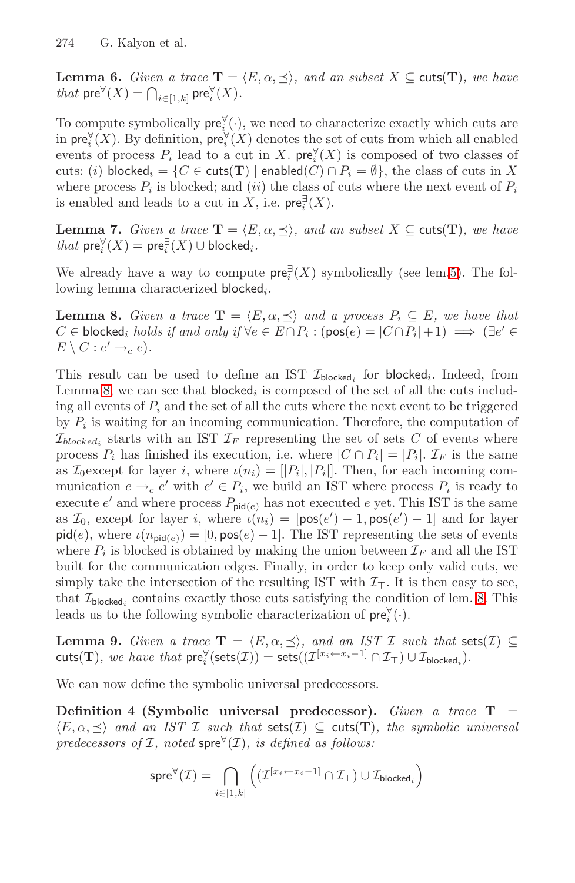**Lemma 6.** *Given a trace* $\mathbf{T} = \langle E, \alpha, \preceq \rangle$*, and an subset* $X \subseteq \mathsf{cuts}(\mathbf{T})$*, we have that* $\mathsf{pre}^{\forall}(X) = \bigcap_{i \in [1,k]} \mathsf{pre}^{\forall}_i(X)$.

To compute symbolically $\mathsf{pre}^{\forall}_i(\cdot)$, we need to characterize exactly which cuts are in $\mathsf{pre}^{\forall}_i(X)$. By definition, $\mathsf{pre}^{\forall}_i(X)$ denotes the set of cuts from which all enabled events of process $P_i$ lead to a cut in $X$. $\mathsf{pre}^{\forall}_i(X)$ is composed of two classes of cuts: $(i)$ $\mathsf{blocked}_i = \{C \in \mathsf{cuts}(\mathbf{T}) \mid \mathsf{enabled}(C) \cap P_i = \emptyset\}$, the class of cuts in $X$ where process $P_i$ is blocked; and $(ii)$ the class of cuts where the next event of $P_i$ is enabled and leads to a cut in $X$, i.e. $\mathsf{pre}^{\exists}_i(X)$.

**Lemma 7.** *Given a trace* $\mathbf{T} = \langle E, \alpha, \preceq \rangle$*, and an subset* $X \subseteq \mathsf{cuts}(\mathbf{T})$*, we have that* $\mathsf{pre}^{\forall}_i(X) = \mathsf{pre}^{\exists}_i(X) \cup \mathsf{blocked}_i$.

We already have a way to compute $\mathsf{pre}^{\exists}_i(X)$ symbolically (see lem.5). The following lemma characterized $\mathsf{blocked}_i$.

**Lemma 8.** *Given a trace* $\mathbf{T} = \langle E, \alpha, \preceq \rangle$ *and a process* $P_i \subseteq E$*, we have that* $C \in \mathsf{blocked}_i$ *holds if and only if* $\forall e \in E \cap P_i : (\mathsf{pos}(e) = |C \cap P_i| + 1) \implies (\exists e' \in E \setminus C : e' \rightarrow_c e)$.

This result can be used to define an IST $\mathcal{I}_{\mathsf{blocked}_i}$ for $\mathsf{blocked}_i$. Indeed, from Lemma 8, we can see that $\mathsf{blocked}_i$ is composed of the set of all the cuts including all events of $P_i$ and the set of all the cuts where the next event to be triggered by $P_i$ is waiting for an incoming communication. Therefore, the computation of $\mathcal{I}_{blocked_i}$ starts with an IST $\mathcal{I}_F$ representing the set of sets $C$ of events where process $P_i$ has finished its execution, i.e. where $|C \cap P_i| = |P_i|$. $\mathcal{I}_F$ is the same as $\mathcal{I}_0$except for layer $i$, where $\iota(n_i) = [|P_i|, |P_i|]$. Then, for each incoming communication $e \rightarrow_c e'$ with $e' \in P_i$, we build an IST where process $P_i$ is ready to execute $e'$ and where process $P_{\mathsf{pid}(e)}$ has not executed $e$ yet. This IST is the same as $\mathcal{I}_0$, except for layer $i$, where $\iota(n_i) = [\mathsf{pos}(e') - 1, \mathsf{pos}(e') - 1]$ and for layer $\mathsf{pid}(e)$, where $\iota(n_{\mathsf{pid}(e)}) = [0, \mathsf{pos}(e) - 1]$. The IST representing the sets of events where $P_i$ is blocked is obtained by making the union between $\mathcal{I}_F$ and all the IST built for the communication edges. Finally, in order to keep only valid cuts, we simply take the intersection of the resulting IST with $\mathcal{I}_\top$. It is then easy to see, that $\mathcal{I}_{\mathsf{blocked}_i}$ contains exactly those cuts satisfying the condition of lem. 8. This leads us to the following symbolic characterization of $\mathsf{pre}^{\forall}_i(\cdot)$.

**Lemma 9.** *Given a trace* $\mathbf{T} = \langle E, \alpha, \preceq \rangle$*, and an IST* $\mathcal{I}$ *such that* $\mathsf{sets}(\mathcal{I}) \subseteq \mathsf{cuts}(\mathbf{T})$*, we have that* $\mathsf{pre}^{\forall}_i(\mathsf{sets}(\mathcal{I})) = \mathsf{sets}((\mathcal{I}^{[x_i \leftarrow x_i - 1]} \cap \mathcal{I}_\top) \cup \mathcal{I}_{\mathsf{blocked}_i})$.

We can now define the symbolic universal predecessors.

**Definition 4 (Symbolic universal predecessor).** *Given a trace* $\mathbf{T} = \langle E, \alpha, \preceq \rangle$ *and an IST* $\mathcal{I}$ *such that* $\mathsf{sets}(\mathcal{I}) \subseteq \mathsf{cuts}(\mathbf{T})$*, the symbolic universal predecessors of* $\mathcal{I}$*, noted* $\mathsf{spre}^{\forall}(\mathcal{I})$*, is defined as follows:*

$$\mathsf{spre}^{\forall}(\mathcal{I}) = \bigcap_{i \in [1,k]} \left( (\mathcal{I}^{[x_i \leftarrow x_i - 1]} \cap \mathcal{I}_\top) \cup \mathcal{I}_{\mathsf{blocked}_i} \right)$$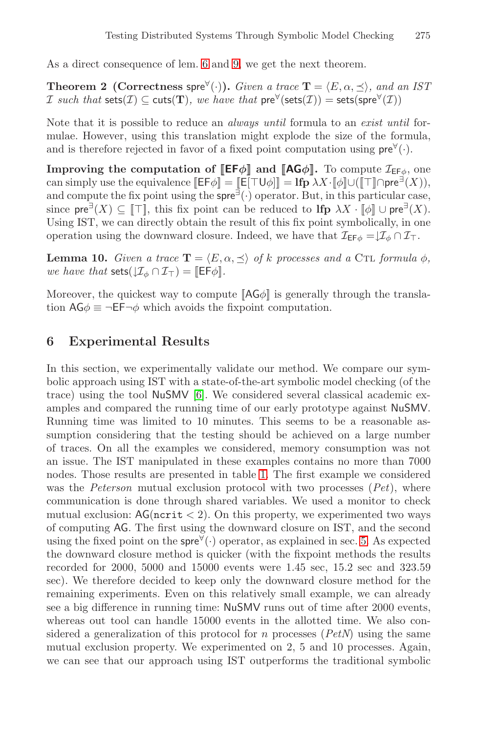As a direct consequence of lem. 6 and 9, we get the next theorem.

**Theorem 2 (Correctness $\mathsf{spre}^{\forall}(\cdot)$).** *Given a trace* $\mathbf{T} = \langle E, \alpha, \preceq \rangle$*, and an IST* $\mathcal{I}$ *such that* $\mathsf{sets}(\mathcal{I}) \subseteq \mathsf{cuts}(\mathbf{T})$*, we have that* $\mathsf{pre}^{\forall}(\mathsf{sets}(\mathcal{I})) = \mathsf{sets}(\mathsf{spre}^{\forall}(\mathcal{I}))$

Note that it is possible to reduce an *always until* formula to an *exist until* formulae. However, using this translation might explode the size of the formula, and is therefore rejected in favor of a fixed point computation using $\mathsf{pre}^{\forall}(\cdot)$.

**Improving the computation of $[\![\mathsf{EF}\phi]\!]$ and $[\![\mathsf{AG}\phi]\!]$.** To compute $\mathcal{I}_{\mathsf{EF}\phi}$, one can simply use the equivalence $[\![\mathsf{EF}\phi]\!] = [\![\mathsf{E}[\top \mathsf{U} \phi]]\!] = \mathbf{lfp}\ \lambda X \cdot [\![\phi]\!] \cup ([\![\top]\!] \cap \mathsf{pre}^{\exists}(X))$, and compute the fix point using the $\mathsf{spre}^{\exists}(\cdot)$ operator. But, in this particular case, since $\mathsf{pre}^{\exists}(X) \subseteq [\![\top]\!]$, this fix point can be reduced to $\mathbf{lfp}\ \lambda X \cdot [\![\phi]\!] \cup \mathsf{pre}^{\exists}(X)$. Using IST, we can directly obtain the result of this fix point symbolically, in one operation using the downward closure. Indeed, we have that $\mathcal{I}_{\mathsf{EF}\phi} = \downarrow\mathcal{I}_{\phi} \cap \mathcal{I}_{\top}$.

**Lemma 10.** *Given a trace* $\mathbf{T} = \langle E, \alpha, \preceq \rangle$ *of* $k$ *processes and a* CTL *formula* $\phi$*, we have that* $\mathsf{sets}(\downarrow\mathcal{I}_{\phi} \cap \mathcal{I}_{\top}) = [\![\mathsf{EF}\phi]\!]$.

Moreover, the quickest way to compute $[\![\mathsf{AG}\phi]\!]$ is generally through the translation $\mathsf{AG}\phi \equiv \neg\mathsf{EF}\neg\phi$ which avoids the fixpoint computation.

## 6 Experimental Results

In this section, we experimentally validate our method. We compare our symbolic approach using IST with a state-of-the-art symbolic model checking (of the trace) using the tool NuSMV [6]. We considered several classical academic examples and compared the running time of our early prototype against NuSMV. Running time was limited to 10 minutes. This seems to be a reasonable assumption considering that the testing should be achieved on a large number of traces. On all the examples we considered, memory consumption was not an issue. The IST manipulated in these examples contains no more than 7000 nodes. Those results are presented in table 1. The first example we considered was the *Peterson* mutual exclusion protocol with two processes (*Pet*), where communication is done through shared variables. We used a monitor to check mutual exclusion: $\mathsf{AG}(\mathtt{ncrit} < 2)$. On this property, we experimented two ways of computing AG. The first using the downward closure on IST, and the second using the fixed point on the $\mathsf{spre}^{\forall}(\cdot)$ operator, as explained in sec. 5. As expected the downward closure method is quicker (with the fixpoint methods the results recorded for 2000, 5000 and 15000 events were 1.45 sec, 15.2 sec and 323.59 sec). We therefore decided to keep only the downward closure method for the remaining experiments. Even on this relatively small example, we can already see a big difference in running time: NuSMV runs out of time after 2000 events, whereas out tool can handle 15000 events in the allotted time. We also considered a generalization of this protocol for $n$ processes (*PetN*) using the same mutual exclusion property. We experimented on 2, 5 and 10 processes. Again, we can see that our approach using IST outperforms the traditional symbolic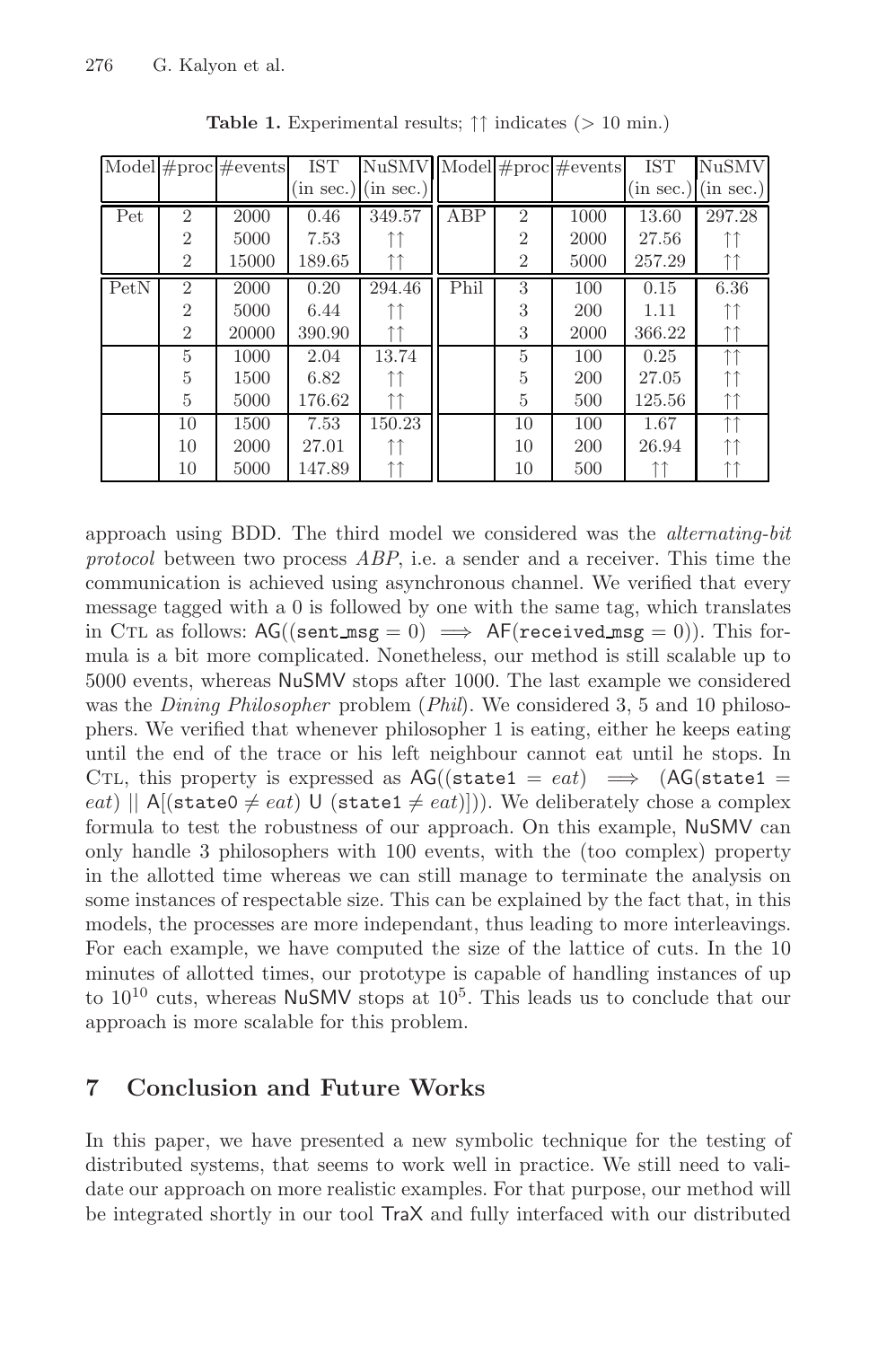**Table 1.** Experimental results; ↑↑ indicates (> 10 min.)

| Model | #proc | #events | IST (in sec.) | NuSMV (in sec.) | Model | #proc | #events | IST (in sec.) | NuSMV (in sec.) |
|---|---|---|---|---|---|---|---|---|---|
| Pet | 2 | 2000 | 0.46 | 349.57 | ABP | 2 | 1000 | 13.60 | 297.28 |
| | 2 | 5000 | 7.53 | ↑↑ | | 2 | 2000 | 27.56 | ↑↑ |
| | 2 | 15000 | 189.65 | ↑↑ | | 2 | 5000 | 257.29 | ↑↑ |
| PetN | 2 | 2000 | 0.20 | 294.46 | Phil | 3 | 100 | 0.15 | 6.36 |
| | 2 | 5000 | 6.44 | ↑↑ | | 3 | 200 | 1.11 | ↑↑ |
| | 2 | 20000 | 390.90 | ↑↑ | | 3 | 2000 | 366.22 | ↑↑ |
| | 5 | 1000 | 2.04 | 13.74 | | 5 | 100 | 0.25 | ↑↑ |
| | 5 | 1500 | 6.82 | ↑↑ | | 5 | 200 | 27.05 | ↑↑ |
| | 5 | 5000 | 176.62 | ↑↑ | | 5 | 500 | 125.56 | ↑↑ |
| | 10 | 1500 | 7.53 | 150.23 | | 10 | 100 | 1.67 | ↑↑ |
| | 10 | 2000 | 27.01 | ↑↑ | | 10 | 200 | 26.94 | ↑↑ |
| | 10 | 5000 | 147.89 | ↑↑ | | 10 | 500 | ↑↑ | ↑↑ |

approach using BDD. The third model we considered was the *alternating-bit protocol* between two process *ABP*, i.e. a sender and a receiver. This time the communication is achieved using asynchronous channel. We verified that every message tagged with a 0 is followed by one with the same tag, which translates in CTL as follows: $\mathsf{AG}((\texttt{sent\_msg} = 0) \implies \mathsf{AF}(\texttt{received\_msg} = 0))$. This formula is a bit more complicated. Nonetheless, our method is still scalable up to 5000 events, whereas NuSMV stops after 1000. The last example we considered was the *Dining Philosopher* problem (*Phil*). We considered 3, 5 and 10 philosophers. We verified that whenever philosopher 1 is eating, either he keeps eating until the end of the trace or his left neighbour cannot eat until he stops. In CTL, this property is expressed as $\mathsf{AG}((\texttt{state1} = eat) \implies (\mathsf{AG}(\texttt{state1} = eat) \,||\, \mathsf{A}[(\texttt{state0} \neq eat) \;\mathsf{U}\; (\texttt{state1} \neq eat)]))$. We deliberately chose a complex formula to test the robustness of our approach. On this example, NuSMV can only handle 3 philosophers with 100 events, with the (too complex) property in the allotted time whereas we can still manage to terminate the analysis on some instances of respectable size. This can be explained by the fact that, in this models, the processes are more independant, thus leading to more interleavings. For each example, we have computed the size of the lattice of cuts. In the 10 minutes of allotted times, our prototype is capable of handling instances of up to $10^{10}$ cuts, whereas NuSMV stops at $10^5$. This leads us to conclude that our approach is more scalable for this problem.

## 7 Conclusion and Future Works

In this paper, we have presented a new symbolic technique for the testing of distributed systems, that seems to work well in practice. We still need to validate our approach on more realistic examples. For that purpose, our method will be integrated shortly in our tool TraX and fully interfaced with our distributed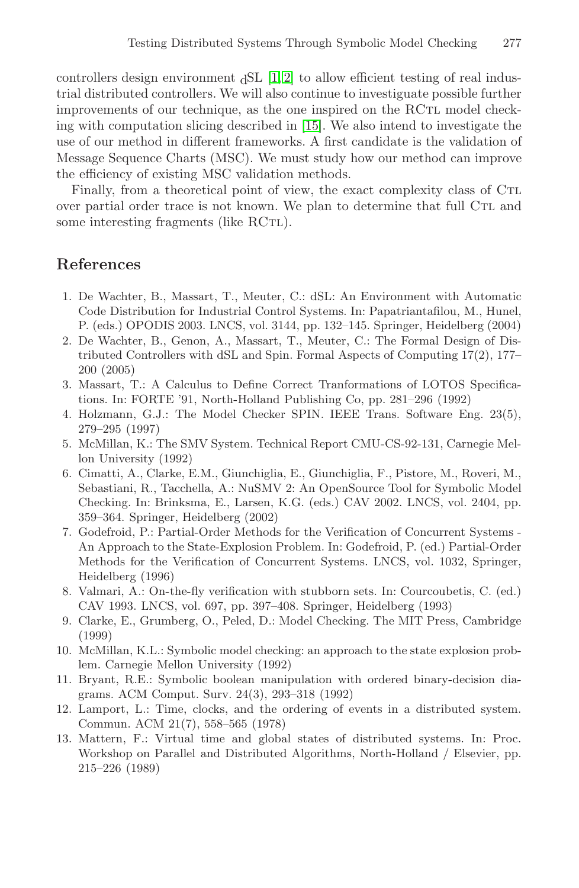controllers design environment dSL [1,2] to allow efficient testing of real industrial distributed controllers. We will also continue to investigate possible further improvements of our technique, as the one inspired on the RCTL model checking with computation slicing described in [15]. We also intend to investigate the use of our method in different frameworks. A first candidate is the validation of Message Sequence Charts (MSC). We must study how our method can improve the efficiency of existing MSC validation methods.

Finally, from a theoretical point of view, the exact complexity class of CTL over partial order trace is not known. We plan to determine that full CTL and some interesting fragments (like RCTL).

## References

1. De Wachter, B., Massart, T., Meuter, C.: dSL: An Environment with Automatic Code Distribution for Industrial Control Systems. In: Papatriantafilou, M., Hunel, P. (eds.) OPODIS 2003. LNCS, vol. 3144, pp. 132–145. Springer, Heidelberg (2004)
2. De Wachter, B., Genon, A., Massart, T., Meuter, C.: The Formal Design of Distributed Controllers with dSL and Spin. Formal Aspects of Computing 17(2), 177–200 (2005)
3. Massart, T.: A Calculus to Define Correct Tranformations of LOTOS Specifications. In: FORTE '91, North-Holland Publishing Co, pp. 281–296 (1992)
4. Holzmann, G.J.: The Model Checker SPIN. IEEE Trans. Software Eng. 23(5), 279–295 (1997)
5. McMillan, K.: The SMV System. Technical Report CMU-CS-92-131, Carnegie Mellon University (1992)
6. Cimatti, A., Clarke, E.M., Giunchiglia, E., Giunchiglia, F., Pistore, M., Roveri, M., Sebastiani, R., Tacchella, A.: NuSMV 2: An OpenSource Tool for Symbolic Model Checking. In: Brinksma, E., Larsen, K.G. (eds.) CAV 2002. LNCS, vol. 2404, pp. 359–364. Springer, Heidelberg (2002)
7. Godefroid, P.: Partial-Order Methods for the Verification of Concurrent Systems - An Approach to the State-Explosion Problem. In: Godefroid, P. (ed.) Partial-Order Methods for the Verification of Concurrent Systems. LNCS, vol. 1032, Springer, Heidelberg (1996)
8. Valmari, A.: On-the-fly verification with stubborn sets. In: Courcoubetis, C. (ed.) CAV 1993. LNCS, vol. 697, pp. 397–408. Springer, Heidelberg (1993)
9. Clarke, E., Grumberg, O., Peled, D.: Model Checking. The MIT Press, Cambridge (1999)
10. McMillan, K.L.: Symbolic model checking: an approach to the state explosion problem. Carnegie Mellon University (1992)
11. Bryant, R.E.: Symbolic boolean manipulation with ordered binary-decision diagrams. ACM Comput. Surv. 24(3), 293–318 (1992)
12. Lamport, L.: Time, clocks, and the ordering of events in a distributed system. Commun. ACM 21(7), 558–565 (1978)
13. Mattern, F.: Virtual time and global states of distributed systems. In: Proc. Workshop on Parallel and Distributed Algorithms, North-Holland / Elsevier, pp. 215–226 (1989)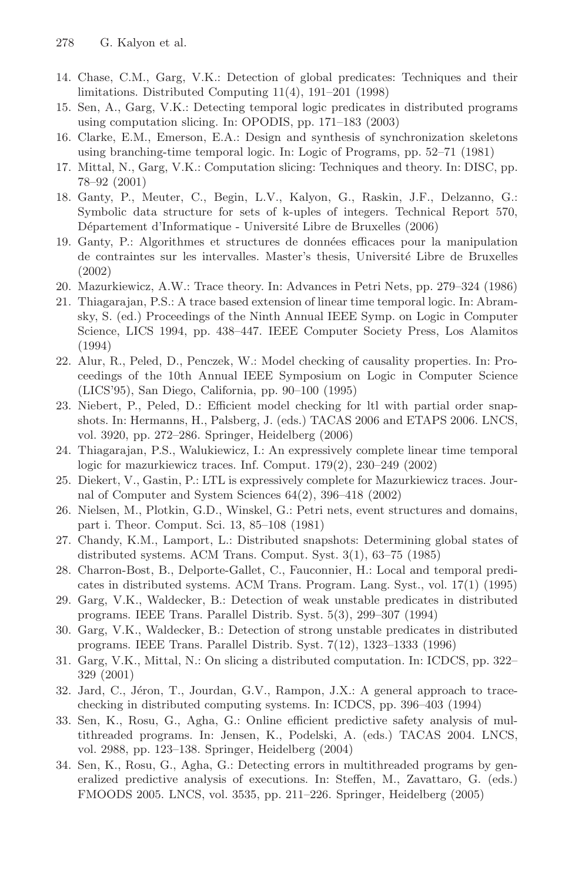14. Chase, C.M., Garg, V.K.: Detection of global predicates: Techniques and their limitations. Distributed Computing 11(4), 191–201 (1998)
15. Sen, A., Garg, V.K.: Detecting temporal logic predicates in distributed programs using computation slicing. In: OPODIS, pp. 171–183 (2003)
16. Clarke, E.M., Emerson, E.A.: Design and synthesis of synchronization skeletons using branching-time temporal logic. In: Logic of Programs, pp. 52–71 (1981)
17. Mittal, N., Garg, V.K.: Computation slicing: Techniques and theory. In: DISC, pp. 78–92 (2001)
18. Ganty, P., Meuter, C., Begin, L.V., Kalyon, G., Raskin, J.F., Delzanno, G.: Symbolic data structure for sets of k-uples of integers. Technical Report 570, Département d'Informatique - Université Libre de Bruxelles (2006)
19. Ganty, P.: Algorithmes et structures de données efficaces pour la manipulation de contraintes sur les intervalles. Master's thesis, Université Libre de Bruxelles (2002)
20. Mazurkiewicz, A.W.: Trace theory. In: Advances in Petri Nets, pp. 279–324 (1986)
21. Thiagarajan, P.S.: A trace based extension of linear time temporal logic. In: Abramsky, S. (ed.) Proceedings of the Ninth Annual IEEE Symp. on Logic in Computer Science, LICS 1994, pp. 438–447. IEEE Computer Society Press, Los Alamitos (1994)
22. Alur, R., Peled, D., Penczek, W.: Model checking of causality properties. In: Proceedings of the 10th Annual IEEE Symposium on Logic in Computer Science (LICS'95), San Diego, California, pp. 90–100 (1995)
23. Niebert, P., Peled, D.: Efficient model checking for ltl with partial order snapshots. In: Hermanns, H., Palsberg, J. (eds.) TACAS 2006 and ETAPS 2006. LNCS, vol. 3920, pp. 272–286. Springer, Heidelberg (2006)
24. Thiagarajan, P.S., Walukiewicz, I.: An expressively complete linear time temporal logic for mazurkiewicz traces. Inf. Comput. 179(2), 230–249 (2002)
25. Diekert, V., Gastin, P.: LTL is expressively complete for Mazurkiewicz traces. Journal of Computer and System Sciences 64(2), 396–418 (2002)
26. Nielsen, M., Plotkin, G.D., Winskel, G.: Petri nets, event structures and domains, part i. Theor. Comput. Sci. 13, 85–108 (1981)
27. Chandy, K.M., Lamport, L.: Distributed snapshots: Determining global states of distributed systems. ACM Trans. Comput. Syst. 3(1), 63–75 (1985)
28. Charron-Bost, B., Delporte-Gallet, C., Fauconnier, H.: Local and temporal predicates in distributed systems. ACM Trans. Program. Lang. Syst., vol. 17(1) (1995)
29. Garg, V.K., Waldecker, B.: Detection of weak unstable predicates in distributed programs. IEEE Trans. Parallel Distrib. Syst. 5(3), 299–307 (1994)
30. Garg, V.K., Waldecker, B.: Detection of strong unstable predicates in distributed programs. IEEE Trans. Parallel Distrib. Syst. 7(12), 1323–1333 (1996)
31. Garg, V.K., Mittal, N.: On slicing a distributed computation. In: ICDCS, pp. 322–329 (2001)
32. Jard, C., Jéron, T., Jourdan, G.V., Rampon, J.X.: A general approach to trace-checking in distributed computing systems. In: ICDCS, pp. 396–403 (1994)
33. Sen, K., Rosu, G., Agha, G.: Online efficient predictive safety analysis of multithreaded programs. In: Jensen, K., Podelski, A. (eds.) TACAS 2004. LNCS, vol. 2988, pp. 123–138. Springer, Heidelberg (2004)
34. Sen, K., Rosu, G., Agha, G.: Detecting errors in multithreaded programs by generalized predictive analysis of executions. In: Steffen, M., Zavattaro, G. (eds.) FMOODS 2005. LNCS, vol. 3535, pp. 211–226. Springer, Heidelberg (2005)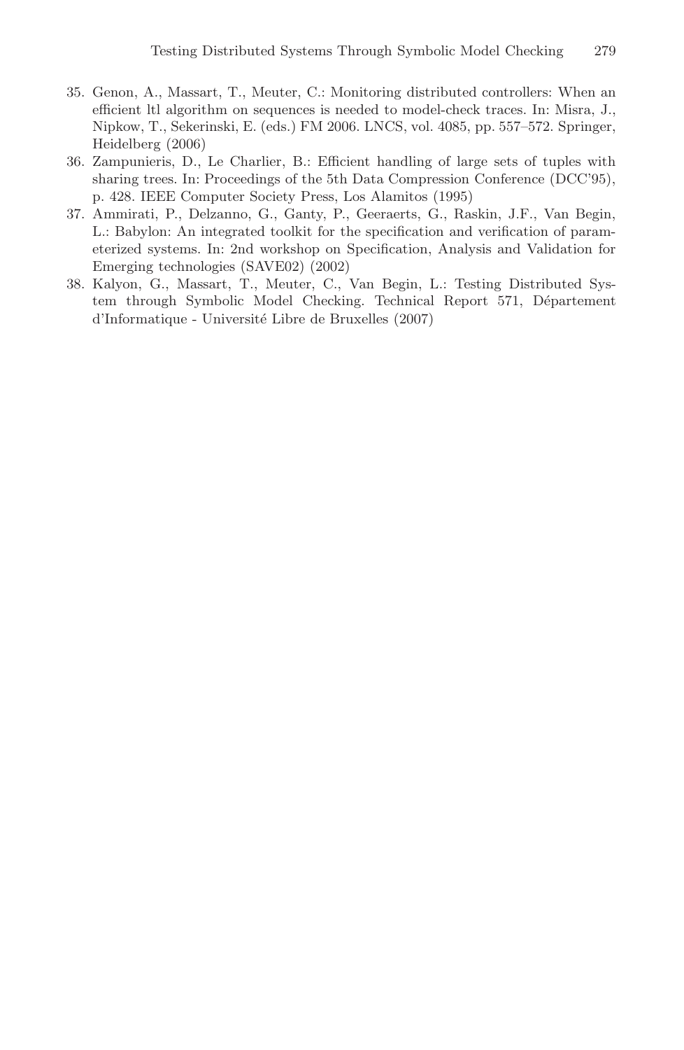35. Genon, A., Massart, T., Meuter, C.: Monitoring distributed controllers: When an efficient ltl algorithm on sequences is needed to model-check traces. In: Misra, J., Nipkow, T., Sekerinski, E. (eds.) FM 2006. LNCS, vol. 4085, pp. 557–572. Springer, Heidelberg (2006)
36. Zampunieris, D., Le Charlier, B.: Efficient handling of large sets of tuples with sharing trees. In: Proceedings of the 5th Data Compression Conference (DCC'95), p. 428. IEEE Computer Society Press, Los Alamitos (1995)
37. Ammirati, P., Delzanno, G., Ganty, P., Geeraerts, G., Raskin, J.F., Van Begin, L.: Babylon: An integrated toolkit for the specification and verification of parameterized systems. In: 2nd workshop on Specification, Analysis and Validation for Emerging technologies (SAVE02) (2002)
38. Kalyon, G., Massart, T., Meuter, C., Van Begin, L.: Testing Distributed System through Symbolic Model Checking. Technical Report 571, Département d'Informatique - Université Libre de Bruxelles (2007)